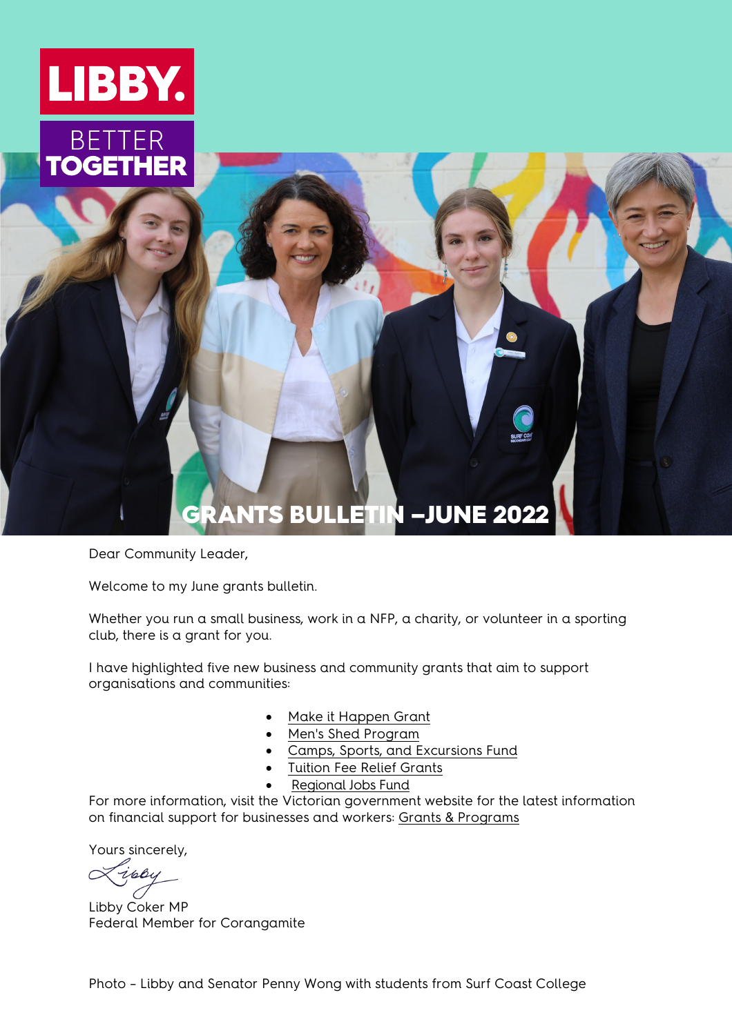LIBBY.

BETTER TOGETHER

# GRANTS BULLETIN –JUNE 2022

Dear Community Leader,

Welcome to my June grants bulletin.

Whether you run a small business, work in a NFP, a charity, or volunteer in a sporting club, there is a grant for you.

I have highlighted five new business and community grants that aim to support organisations and communities:

- Make it Happen Grant
- Men's Shed Program
- Camps, Sports, and Excursions Fund
- Tuition Fee Relief Grants
- Regional Jobs Fund

For more information, visit the Victorian government website for the latest information on financial support for businesses and workers: Grants & Programs

Yours sincerely,

Libby

Libby Coker MP
Federal Member for Corangamite

Photo – Libby and Senator Penny Wong with students from Surf Coast College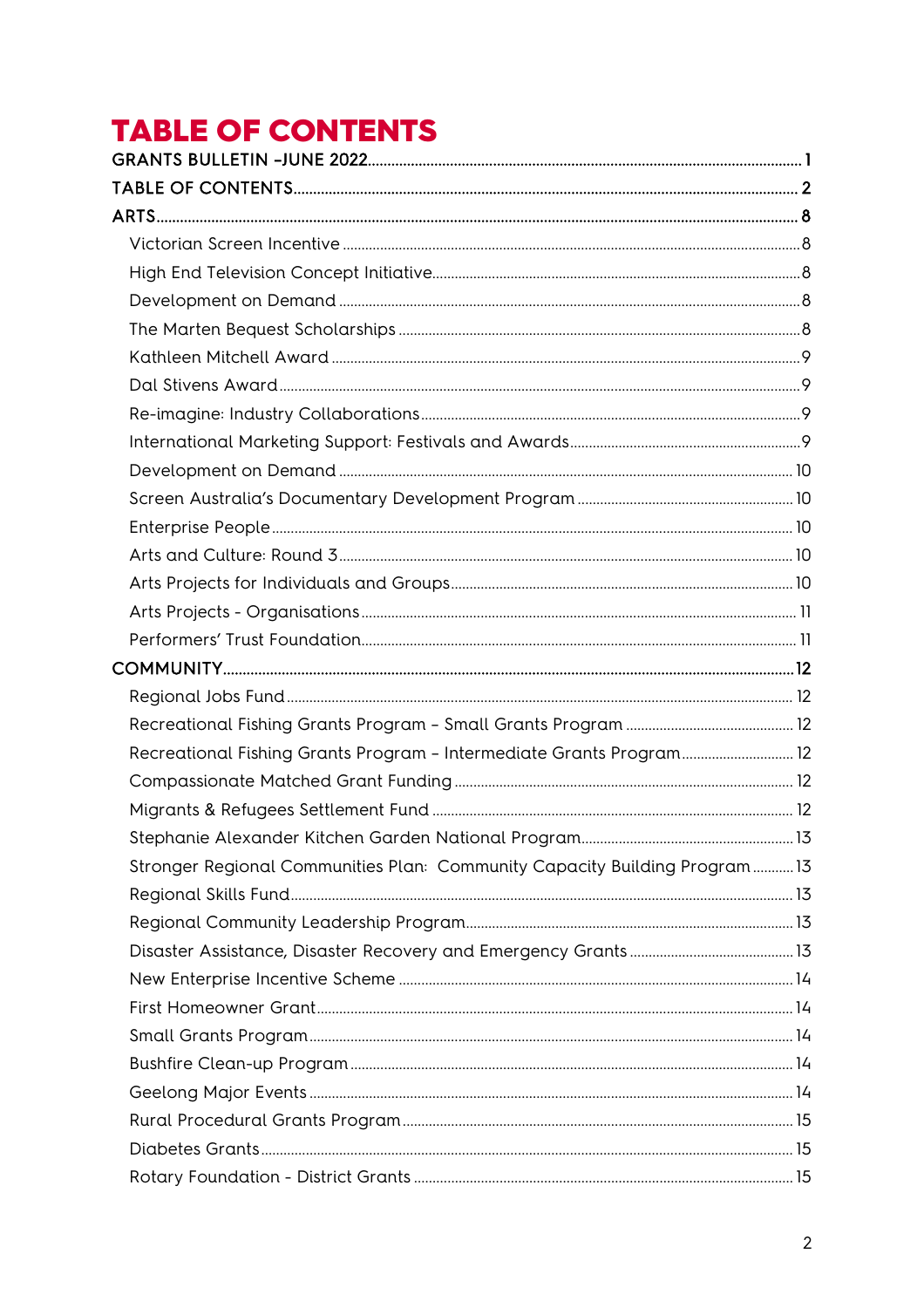# TABLE OF CONTENTS

GRANTS BULLETIN –JUNE 2022 ........ 1

TABLE OF CONTENTS ........ 2

ARTS ........ 8

- Victorian Screen Incentive ........ 8
- High End Television Concept Initiative ........ 8
- Development on Demand ........ 8
- The Marten Bequest Scholarships ........ 8
- Kathleen Mitchell Award ........ 9
- Dal Stivens Award ........ 9
- Re-imagine: Industry Collaborations ........ 9
- International Marketing Support: Festivals and Awards ........ 9
- Development on Demand ........ 10
- Screen Australia's Documentary Development Program ........ 10
- Enterprise People ........ 10
- Arts and Culture: Round 3 ........ 10
- Arts Projects for Individuals and Groups ........ 10
- Arts Projects - Organisations ........ 11
- Performers' Trust Foundation ........ 11

COMMUNITY ........ 12

- Regional Jobs Fund ........ 12
- Recreational Fishing Grants Program – Small Grants Program ........ 12
- Recreational Fishing Grants Program – Intermediate Grants Program ........ 12
- Compassionate Matched Grant Funding ........ 12
- Migrants & Refugees Settlement Fund ........ 12
- Stephanie Alexander Kitchen Garden National Program ........ 13
- Stronger Regional Communities Plan: Community Capacity Building Program ........ 13
- Regional Skills Fund ........ 13
- Regional Community Leadership Program ........ 13
- Disaster Assistance, Disaster Recovery and Emergency Grants ........ 13
- New Enterprise Incentive Scheme ........ 14
- First Homeowner Grant ........ 14
- Small Grants Program ........ 14
- Bushfire Clean-up Program ........ 14
- Geelong Major Events ........ 14
- Rural Procedural Grants Program ........ 15
- Diabetes Grants ........ 15
- Rotary Foundation - District Grants ........ 15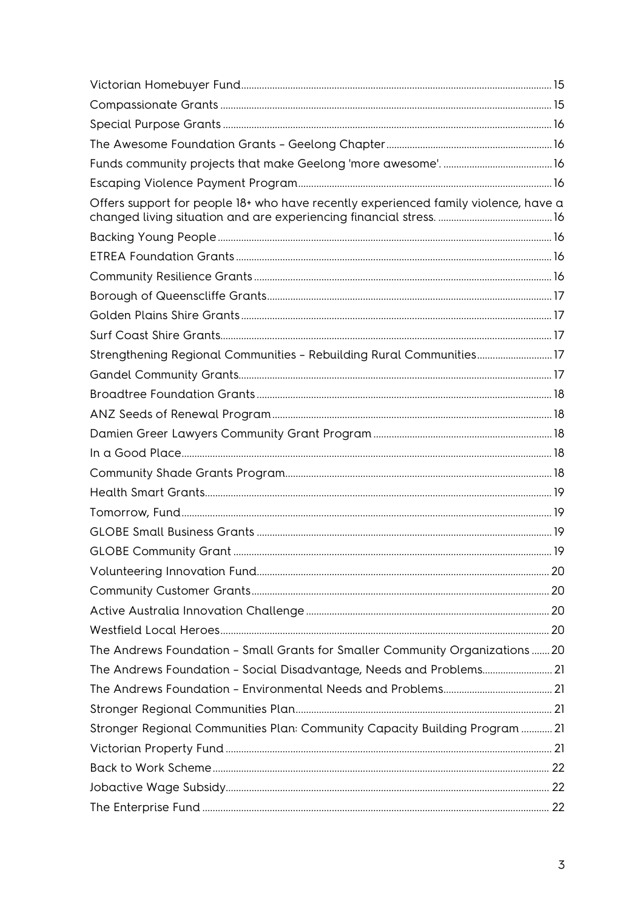Victorian Homebuyer Fund .... 15
Compassionate Grants .... 15
Special Purpose Grants .... 16
The Awesome Foundation Grants – Geelong Chapter .... 16
Funds community projects that make Geelong 'more awesome'. .... 16
Escaping Violence Payment Program .... 16
Offers support for people 18+ who have recently experienced family violence, have a changed living situation and are experiencing financial stress. .... 16
Backing Young People .... 16
ETREA Foundation Grants .... 16
Community Resilience Grants .... 16
Borough of Queenscliffe Grants .... 17
Golden Plains Shire Grants .... 17
Surf Coast Shire Grants .... 17
Strengthening Regional Communities – Rebuilding Rural Communities .... 17
Gandel Community Grants .... 17
Broadtree Foundation Grants .... 18
ANZ Seeds of Renewal Program .... 18
Damien Greer Lawyers Community Grant Program .... 18
In a Good Place .... 18
Community Shade Grants Program .... 18
Health Smart Grants .... 19
Tomorrow, Fund .... 19
GLOBE Small Business Grants .... 19
GLOBE Community Grant .... 19
Volunteering Innovation Fund .... 20
Community Customer Grants .... 20
Active Australia Innovation Challenge .... 20
Westfield Local Heroes .... 20
The Andrews Foundation – Small Grants for Smaller Community Organizations .... 20
The Andrews Foundation – Social Disadvantage, Needs and Problems .... 21
The Andrews Foundation – Environmental Needs and Problems .... 21
Stronger Regional Communities Plan .... 21
Stronger Regional Communities Plan: Community Capacity Building Program .... 21
Victorian Property Fund .... 21
Back to Work Scheme .... 22
Jobactive Wage Subsidy .... 22
The Enterprise Fund .... 22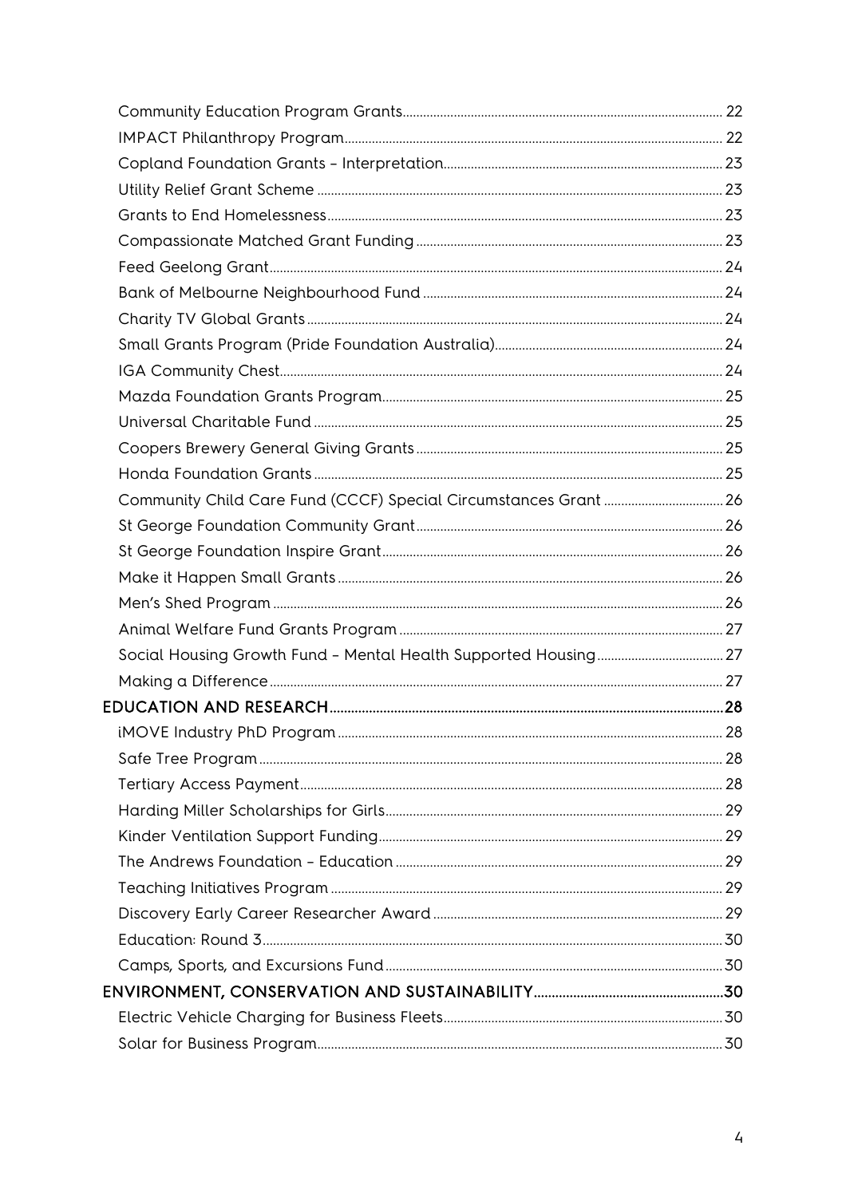Community Education Program Grants ..... 22

IMPACT Philanthropy Program ..... 22

Copland Foundation Grants – Interpretation ..... 23

Utility Relief Grant Scheme ..... 23

Grants to End Homelessness ..... 23

Compassionate Matched Grant Funding ..... 23

Feed Geelong Grant ..... 24

Bank of Melbourne Neighbourhood Fund ..... 24

Charity TV Global Grants ..... 24

Small Grants Program (Pride Foundation Australia) ..... 24

IGA Community Chest ..... 24

Mazda Foundation Grants Program ..... 25

Universal Charitable Fund ..... 25

Coopers Brewery General Giving Grants ..... 25

Honda Foundation Grants ..... 25

Community Child Care Fund (CCCF) Special Circumstances Grant ..... 26

St George Foundation Community Grant ..... 26

St George Foundation Inspire Grant ..... 26

Make it Happen Small Grants ..... 26

Men's Shed Program ..... 26

Animal Welfare Fund Grants Program ..... 27

Social Housing Growth Fund – Mental Health Supported Housing ..... 27

Making a Difference ..... 27

EDUCATION AND RESEARCH ..... 28

iMOVE Industry PhD Program ..... 28

Safe Tree Program ..... 28

Tertiary Access Payment ..... 28

Harding Miller Scholarships for Girls ..... 29

Kinder Ventilation Support Funding ..... 29

The Andrews Foundation – Education ..... 29

Teaching Initiatives Program ..... 29

Discovery Early Career Researcher Award ..... 29

Education: Round 3 ..... 30

Camps, Sports, and Excursions Fund ..... 30

ENVIRONMENT, CONSERVATION AND SUSTAINABILITY ..... 30

Electric Vehicle Charging for Business Fleets ..... 30

Solar for Business Program ..... 30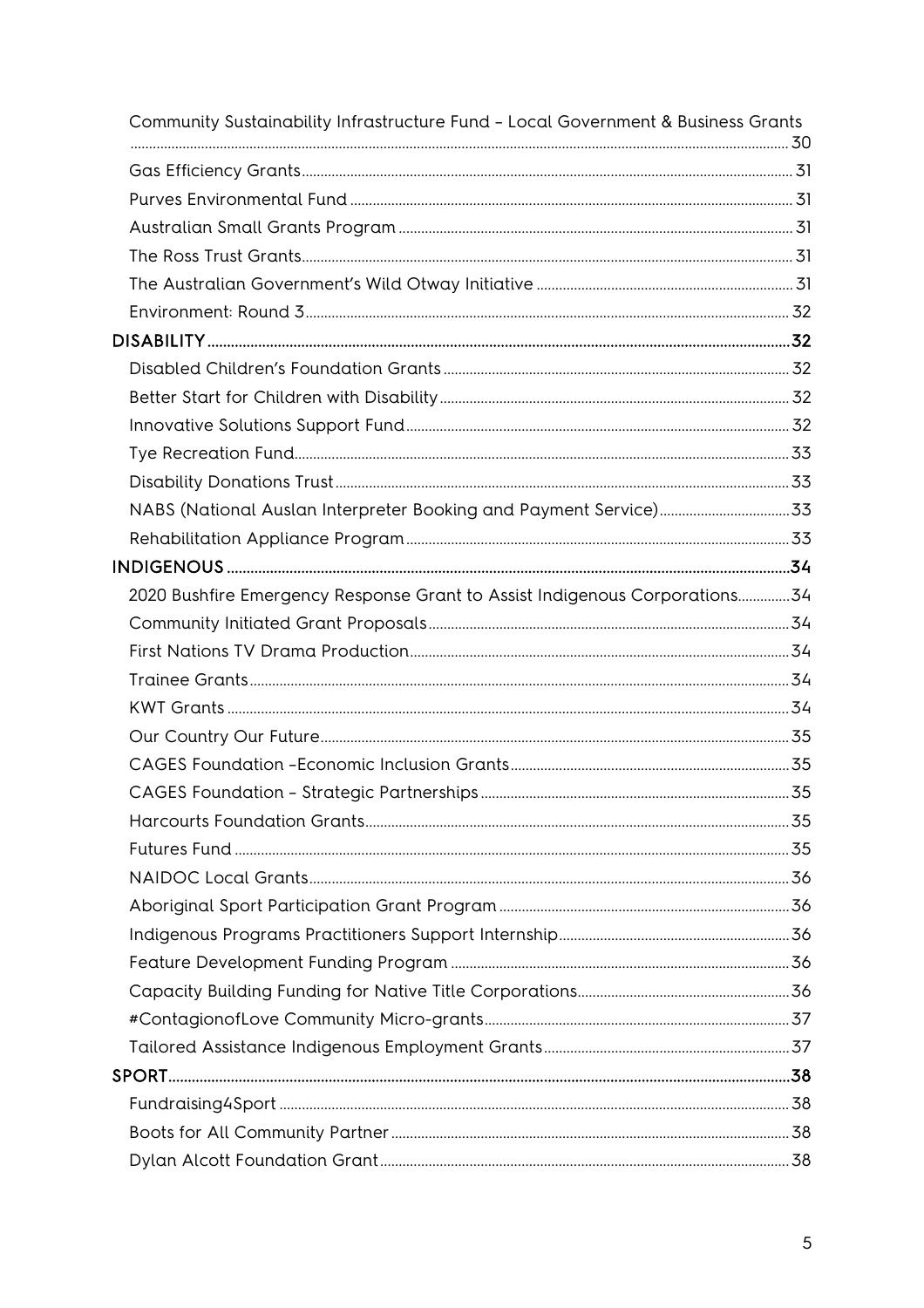Community Sustainability Infrastructure Fund – Local Government & Business Grants ..... 30

Gas Efficiency Grants ..... 31

Purves Environmental Fund ..... 31

Australian Small Grants Program ..... 31

The Ross Trust Grants ..... 31

The Australian Government's Wild Otway Initiative ..... 31

Environment: Round 3 ..... 32

**DISABILITY ..... 32**

Disabled Children's Foundation Grants ..... 32

Better Start for Children with Disability ..... 32

Innovative Solutions Support Fund ..... 32

Tye Recreation Fund ..... 33

Disability Donations Trust ..... 33

NABS (National Auslan Interpreter Booking and Payment Service) ..... 33

Rehabilitation Appliance Program ..... 33

**INDIGENOUS ..... 34**

2020 Bushfire Emergency Response Grant to Assist Indigenous Corporations ..... 34

Community Initiated Grant Proposals ..... 34

First Nations TV Drama Production ..... 34

Trainee Grants ..... 34

KWT Grants ..... 34

Our Country Our Future ..... 35

CAGES Foundation –Economic Inclusion Grants ..... 35

CAGES Foundation – Strategic Partnerships ..... 35

Harcourts Foundation Grants ..... 35

Futures Fund ..... 35

NAIDOC Local Grants ..... 36

Aboriginal Sport Participation Grant Program ..... 36

Indigenous Programs Practitioners Support Internship ..... 36

Feature Development Funding Program ..... 36

Capacity Building Funding for Native Title Corporations ..... 36

#ContagionofLove Community Micro-grants ..... 37

Tailored Assistance Indigenous Employment Grants ..... 37

**SPORT ..... 38**

Fundraising4Sport ..... 38

Boots for All Community Partner ..... 38

Dylan Alcott Foundation Grant ..... 38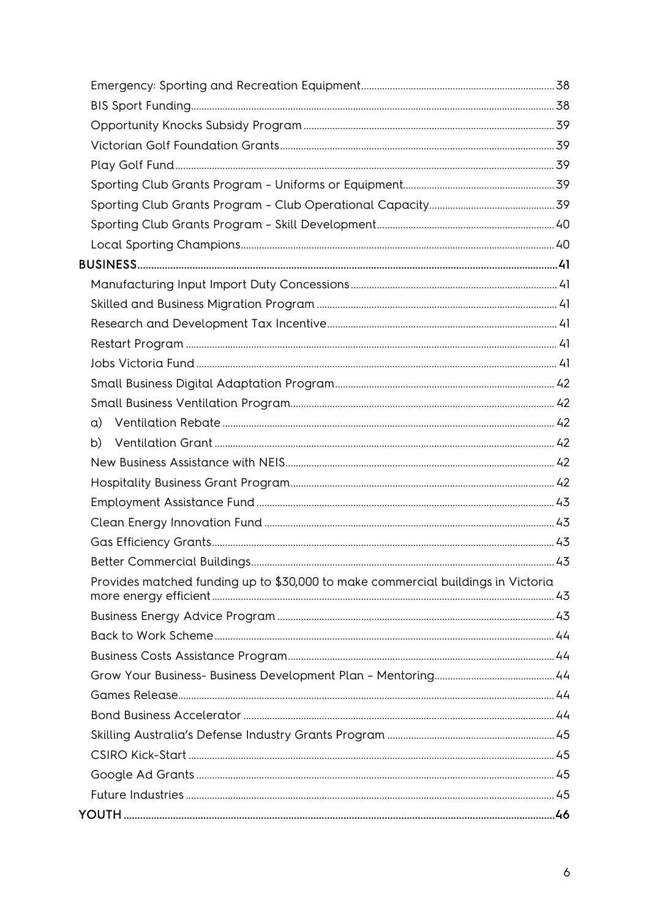Emergency: Sporting and Recreation Equipment ..... 38
BIS Sport Funding ..... 38
Opportunity Knocks Subsidy Program ..... 39
Victorian Golf Foundation Grants ..... 39
Play Golf Fund ..... 39
Sporting Club Grants Program – Uniforms or Equipment ..... 39
Sporting Club Grants Program – Club Operational Capacity ..... 39
Sporting Club Grants Program – Skill Development ..... 40
Local Sporting Champions ..... 40

**BUSINESS ..... 41**

Manufacturing Input Import Duty Concessions ..... 41
Skilled and Business Migration Program ..... 41
Research and Development Tax Incentive ..... 41
Restart Program ..... 41
Jobs Victoria Fund ..... 41
Small Business Digital Adaptation Program ..... 42
Small Business Ventilation Program ..... 42
a) Ventilation Rebate ..... 42
b) Ventilation Grant ..... 42
New Business Assistance with NEIS ..... 42
Hospitality Business Grant Program ..... 42
Employment Assistance Fund ..... 43
Clean Energy Innovation Fund ..... 43
Gas Efficiency Grants ..... 43
Better Commercial Buildings ..... 43
Provides matched funding up to $30,000 to make commercial buildings in Victoria more energy efficient ..... 43
Business Energy Advice Program ..... 43
Back to Work Scheme ..... 44
Business Costs Assistance Program ..... 44
Grow Your Business- Business Development Plan – Mentoring ..... 44
Games Release ..... 44
Bond Business Accelerator ..... 44
Skilling Australia's Defense Industry Grants Program ..... 45
CSIRO Kick-Start ..... 45
Google Ad Grants ..... 45
Future Industries ..... 45

**YOUTH ..... 46**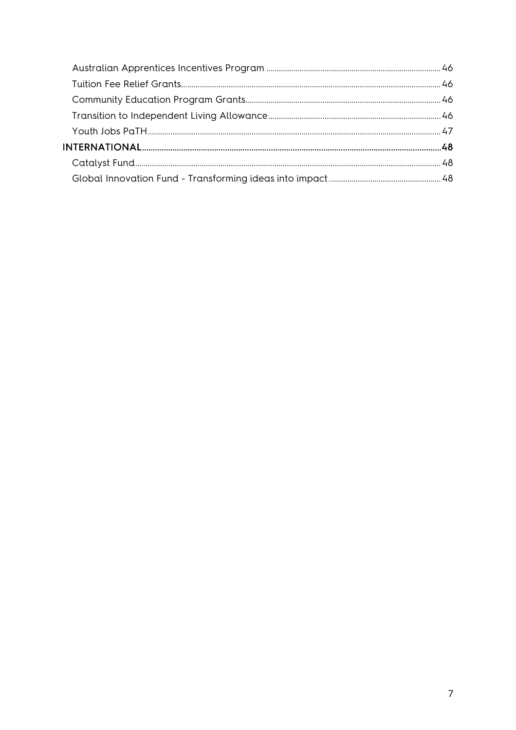Australian Apprentices Incentives Program ... 46

Tuition Fee Relief Grants ... 46

Community Education Program Grants ... 46

Transition to Independent Living Allowance ... 46

Youth Jobs PaTH ... 47

**INTERNATIONAL ... 48**

Catalyst Fund ... 48

Global Innovation Fund - Transforming ideas into impact ... 48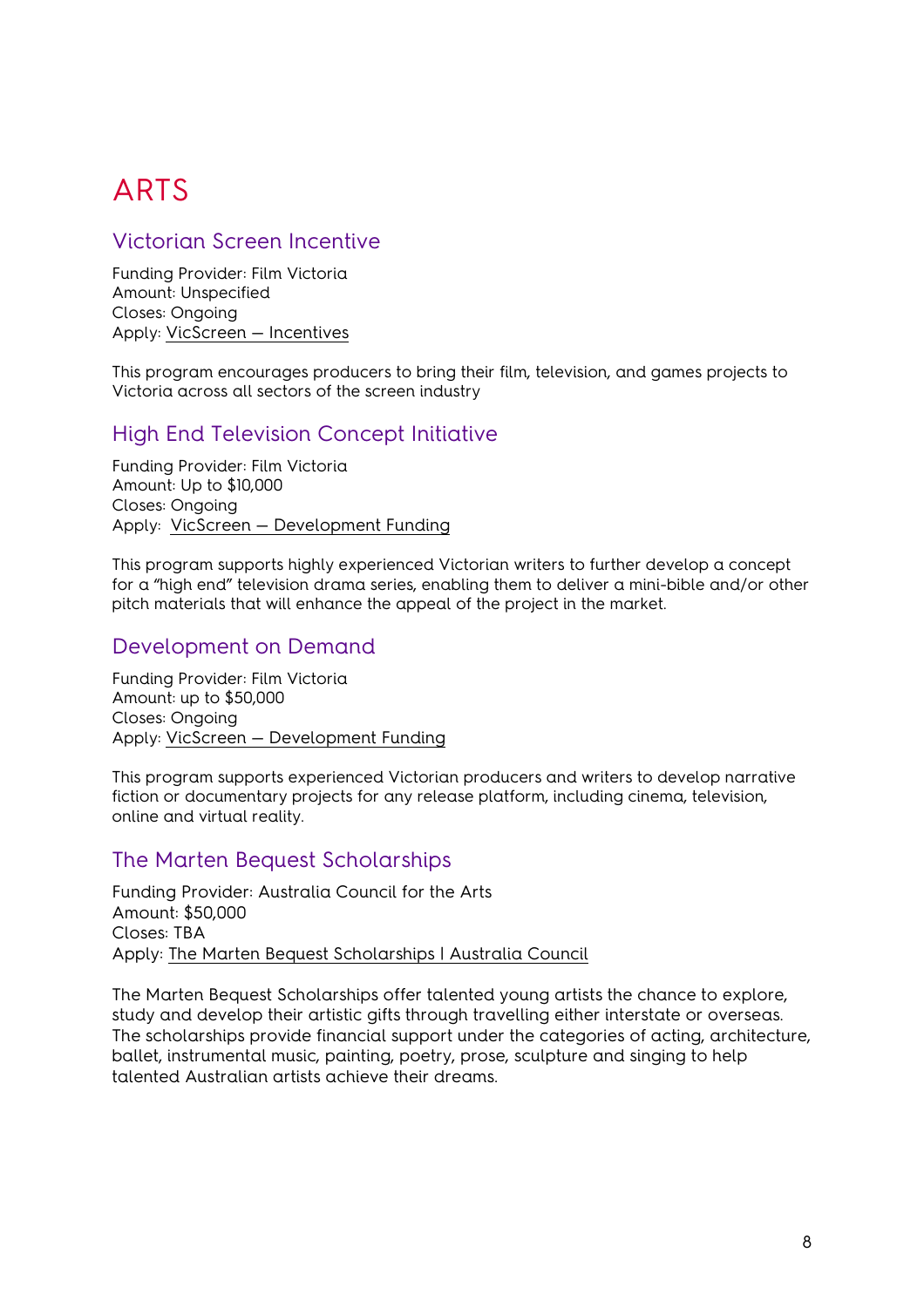# ARTS

## Victorian Screen Incentive

Funding Provider: Film Victoria
Amount: Unspecified
Closes: Ongoing
Apply: VicScreen – Incentives

This program encourages producers to bring their film, television, and games projects to Victoria across all sectors of the screen industry

## High End Television Concept Initiative

Funding Provider: Film Victoria
Amount: Up to $10,000
Closes: Ongoing
Apply: VicScreen – Development Funding

This program supports highly experienced Victorian writers to further develop a concept for a "high end" television drama series, enabling them to deliver a mini-bible and/or other pitch materials that will enhance the appeal of the project in the market.

## Development on Demand

Funding Provider: Film Victoria
Amount: up to $50,000
Closes: Ongoing
Apply: VicScreen – Development Funding

This program supports experienced Victorian producers and writers to develop narrative fiction or documentary projects for any release platform, including cinema, television, online and virtual reality.

## The Marten Bequest Scholarships

Funding Provider: Australia Council for the Arts
Amount: $50,000
Closes: TBA
Apply: The Marten Bequest Scholarships | Australia Council

The Marten Bequest Scholarships offer talented young artists the chance to explore, study and develop their artistic gifts through travelling either interstate or overseas. The scholarships provide financial support under the categories of acting, architecture, ballet, instrumental music, painting, poetry, prose, sculpture and singing to help talented Australian artists achieve their dreams.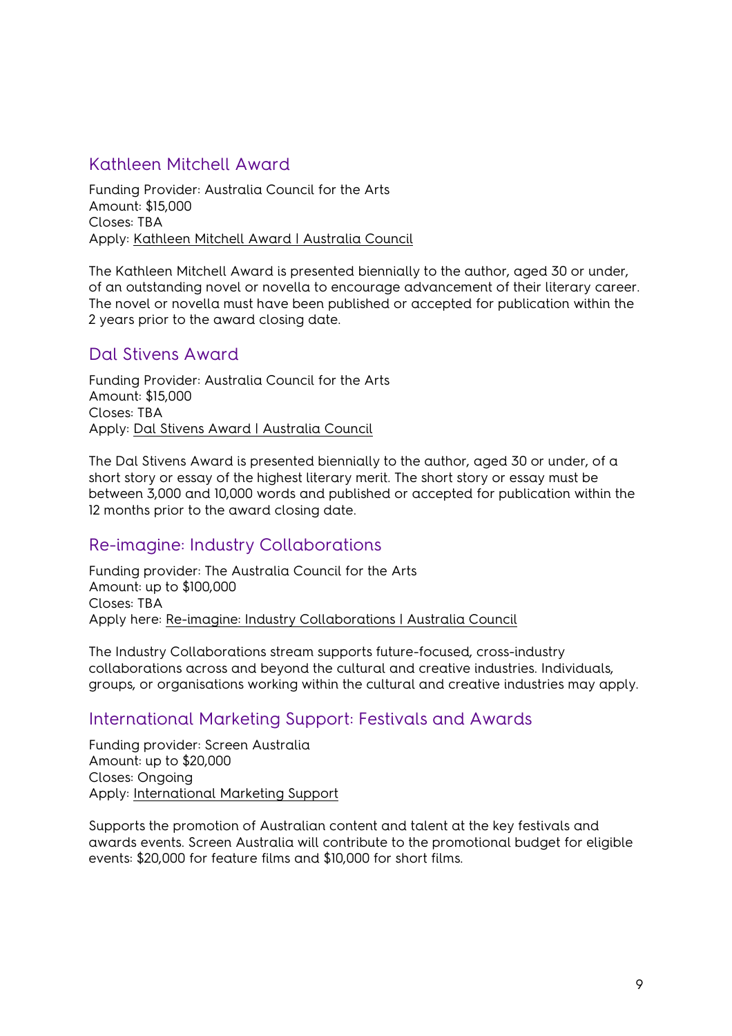## Kathleen Mitchell Award

Funding Provider: Australia Council for the Arts
Amount: $15,000
Closes: TBA
Apply: Kathleen Mitchell Award | Australia Council

The Kathleen Mitchell Award is presented biennially to the author, aged 30 or under, of an outstanding novel or novella to encourage advancement of their literary career. The novel or novella must have been published or accepted for publication within the 2 years prior to the award closing date.

## Dal Stivens Award

Funding Provider: Australia Council for the Arts
Amount: $15,000
Closes: TBA
Apply: Dal Stivens Award | Australia Council

The Dal Stivens Award is presented biennially to the author, aged 30 or under, of a short story or essay of the highest literary merit. The short story or essay must be between 3,000 and 10,000 words and published or accepted for publication within the 12 months prior to the award closing date.

## Re-imagine: Industry Collaborations

Funding provider: The Australia Council for the Arts
Amount: up to $100,000
Closes: TBA
Apply here: Re-imagine: Industry Collaborations | Australia Council

The Industry Collaborations stream supports future-focused, cross-industry collaborations across and beyond the cultural and creative industries. Individuals, groups, or organisations working within the cultural and creative industries may apply.

## International Marketing Support: Festivals and Awards

Funding provider: Screen Australia
Amount: up to $20,000
Closes: Ongoing
Apply: International Marketing Support

Supports the promotion of Australian content and talent at the key festivals and awards events. Screen Australia will contribute to the promotional budget for eligible events: $20,000 for feature films and $10,000 for short films.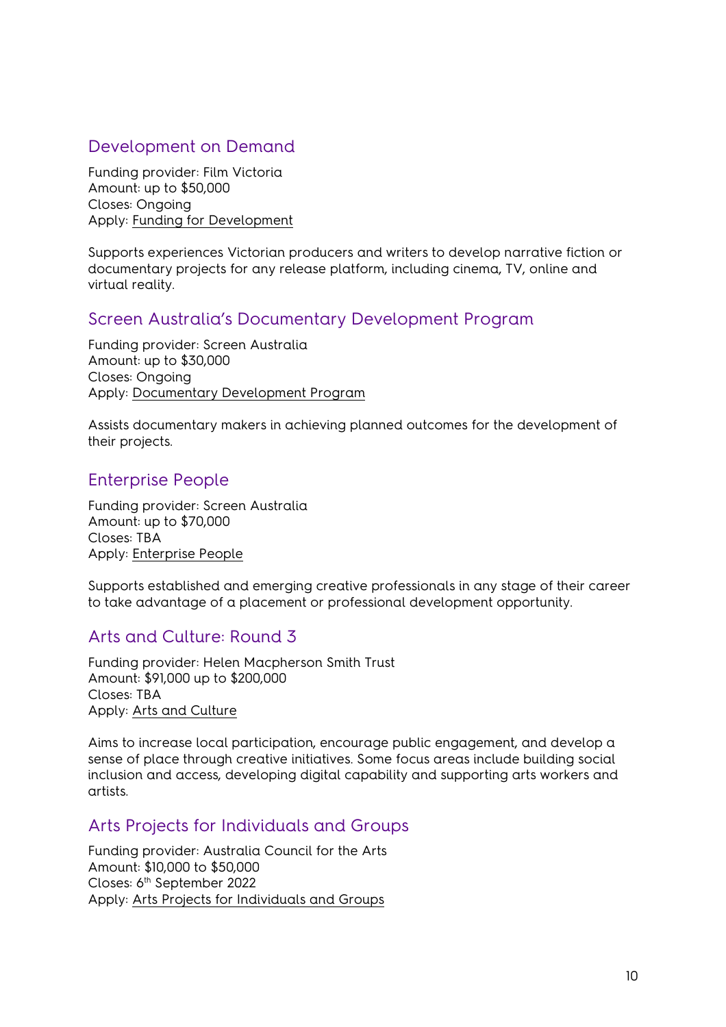## Development on Demand

Funding provider: Film Victoria
Amount: up to $50,000
Closes: Ongoing
Apply: Funding for Development

Supports experiences Victorian producers and writers to develop narrative fiction or documentary projects for any release platform, including cinema, TV, online and virtual reality.

## Screen Australia's Documentary Development Program

Funding provider: Screen Australia
Amount: up to $30,000
Closes: Ongoing
Apply: Documentary Development Program

Assists documentary makers in achieving planned outcomes for the development of their projects.

## Enterprise People

Funding provider: Screen Australia
Amount: up to $70,000
Closes: TBA
Apply: Enterprise People

Supports established and emerging creative professionals in any stage of their career to take advantage of a placement or professional development opportunity.

## Arts and Culture: Round 3

Funding provider: Helen Macpherson Smith Trust
Amount: $91,000 up to $200,000
Closes: TBA
Apply: Arts and Culture

Aims to increase local participation, encourage public engagement, and develop a sense of place through creative initiatives. Some focus areas include building social inclusion and access, developing digital capability and supporting arts workers and artists.

## Arts Projects for Individuals and Groups

Funding provider: Australia Council for the Arts
Amount: $10,000 to $50,000
Closes: 6th September 2022
Apply: Arts Projects for Individuals and Groups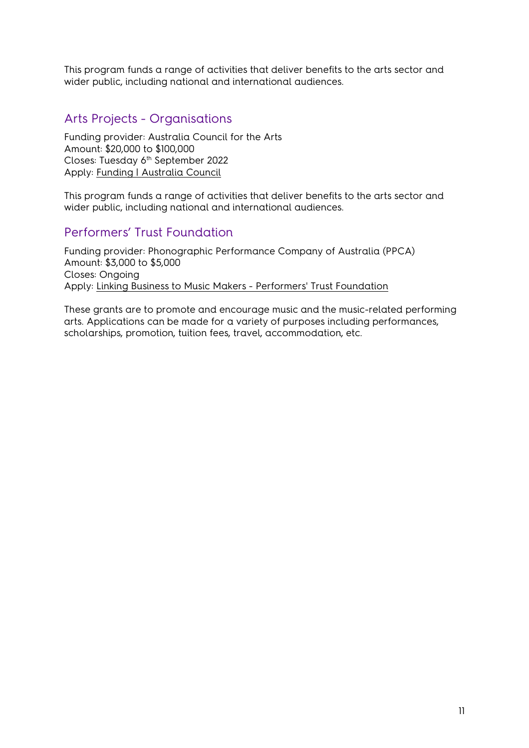This program funds a range of activities that deliver benefits to the arts sector and wider public, including national and international audiences.

## Arts Projects - Organisations

Funding provider: Australia Council for the Arts
Amount: $20,000 to $100,000
Closes: Tuesday 6th September 2022
Apply: Funding | Australia Council

This program funds a range of activities that deliver benefits to the arts sector and wider public, including national and international audiences.

## Performers' Trust Foundation

Funding provider: Phonographic Performance Company of Australia (PPCA)
Amount: $3,000 to $5,000
Closes: Ongoing
Apply: Linking Business to Music Makers - Performers' Trust Foundation

These grants are to promote and encourage music and the music-related performing arts. Applications can be made for a variety of purposes including performances, scholarships, promotion, tuition fees, travel, accommodation, etc.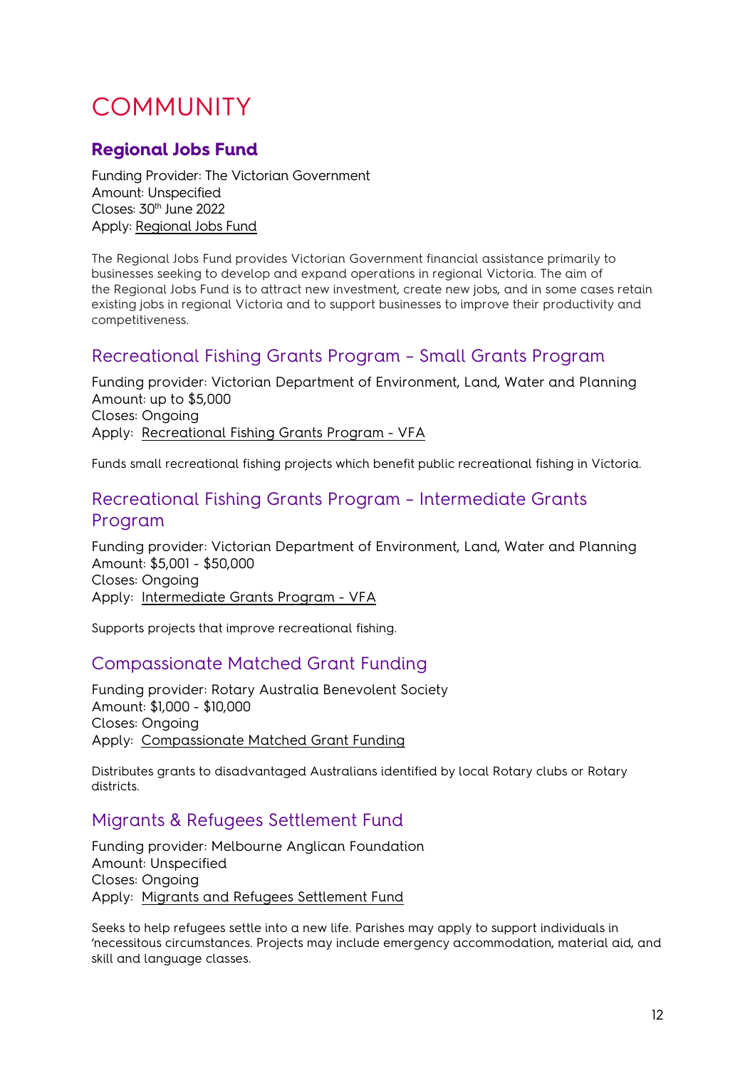# COMMUNITY

## **Regional Jobs Fund**

Funding Provider: The Victorian Government
Amount: Unspecified
Closes: 30th June 2022
Apply: Regional Jobs Fund

The Regional Jobs Fund provides Victorian Government financial assistance primarily to businesses seeking to develop and expand operations in regional Victoria. The aim of the Regional Jobs Fund is to attract new investment, create new jobs, and in some cases retain existing jobs in regional Victoria and to support businesses to improve their productivity and competitiveness.

## Recreational Fishing Grants Program – Small Grants Program

Funding provider: Victorian Department of Environment, Land, Water and Planning
Amount: up to $5,000
Closes: Ongoing
Apply: Recreational Fishing Grants Program - VFA

Funds small recreational fishing projects which benefit public recreational fishing in Victoria.

## Recreational Fishing Grants Program – Intermediate Grants Program

Funding provider: Victorian Department of Environment, Land, Water and Planning
Amount: $5,001 - $50,000
Closes: Ongoing
Apply: Intermediate Grants Program - VFA

Supports projects that improve recreational fishing.

## Compassionate Matched Grant Funding

Funding provider: Rotary Australia Benevolent Society
Amount: $1,000 - $10,000
Closes: Ongoing
Apply: Compassionate Matched Grant Funding

Distributes grants to disadvantaged Australians identified by local Rotary clubs or Rotary districts.

## Migrants & Refugees Settlement Fund

Funding provider: Melbourne Anglican Foundation
Amount: Unspecified
Closes: Ongoing
Apply: Migrants and Refugees Settlement Fund

Seeks to help refugees settle into a new life. Parishes may apply to support individuals in 'necessitous circumstances. Projects may include emergency accommodation, material aid, and skill and language classes.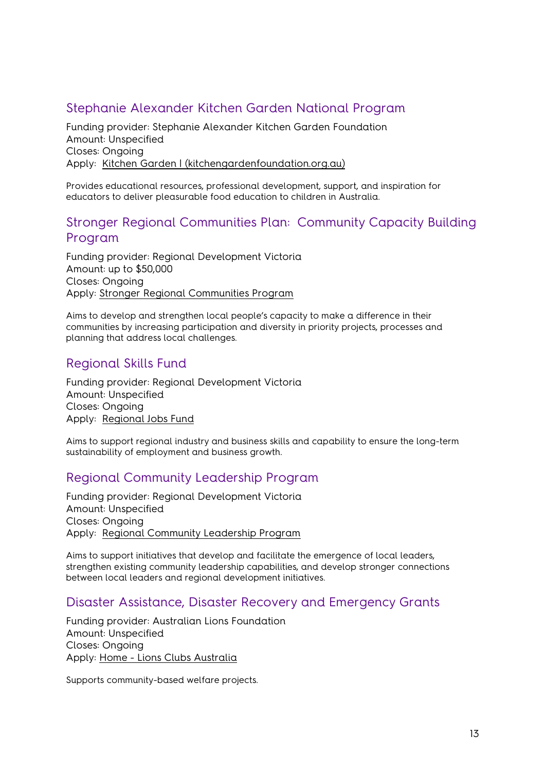## Stephanie Alexander Kitchen Garden National Program

Funding provider: Stephanie Alexander Kitchen Garden Foundation
Amount: Unspecified
Closes: Ongoing
Apply: Kitchen Garden | (kitchengardenfoundation.org.au)

Provides educational resources, professional development, support, and inspiration for educators to deliver pleasurable food education to children in Australia.

## Stronger Regional Communities Plan: Community Capacity Building Program

Funding provider: Regional Development Victoria
Amount: up to $50,000
Closes: Ongoing
Apply: Stronger Regional Communities Program

Aims to develop and strengthen local people's capacity to make a difference in their communities by increasing participation and diversity in priority projects, processes and planning that address local challenges.

## Regional Skills Fund

Funding provider: Regional Development Victoria
Amount: Unspecified
Closes: Ongoing
Apply: Regional Jobs Fund

Aims to support regional industry and business skills and capability to ensure the long-term sustainability of employment and business growth.

## Regional Community Leadership Program

Funding provider: Regional Development Victoria
Amount: Unspecified
Closes: Ongoing
Apply: Regional Community Leadership Program

Aims to support initiatives that develop and facilitate the emergence of local leaders, strengthen existing community leadership capabilities, and develop stronger connections between local leaders and regional development initiatives.

## Disaster Assistance, Disaster Recovery and Emergency Grants

Funding provider: Australian Lions Foundation
Amount: Unspecified
Closes: Ongoing
Apply: Home - Lions Clubs Australia

Supports community-based welfare projects.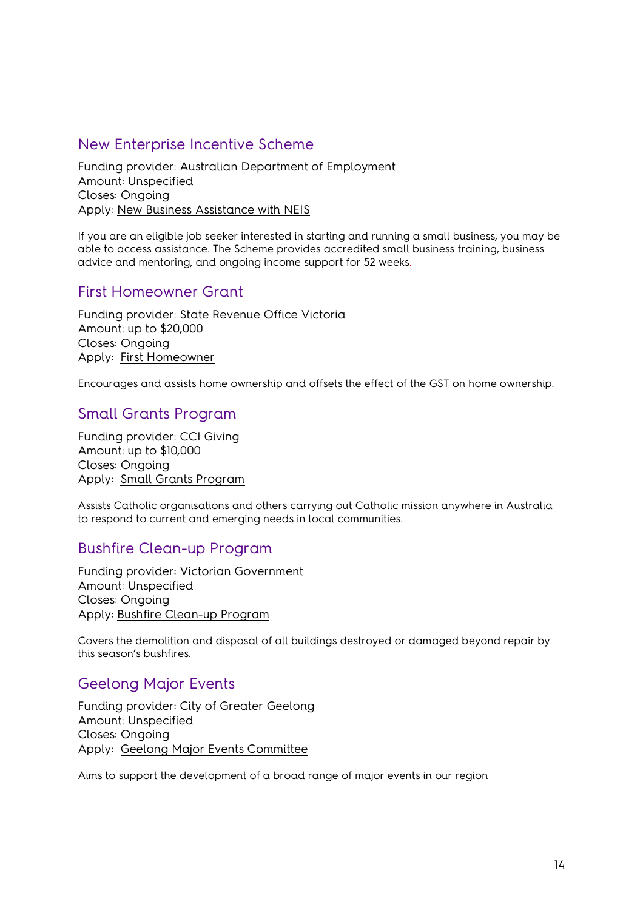## New Enterprise Incentive Scheme

Funding provider: Australian Department of Employment
Amount: Unspecified
Closes: Ongoing
Apply: New Business Assistance with NEIS

If you are an eligible job seeker interested in starting and running a small business, you may be able to access assistance. The Scheme provides accredited small business training, business advice and mentoring, and ongoing income support for 52 weeks.

## First Homeowner Grant

Funding provider: State Revenue Office Victoria
Amount: up to $20,000
Closes: Ongoing
Apply: First Homeowner

Encourages and assists home ownership and offsets the effect of the GST on home ownership.

## Small Grants Program

Funding provider: CCI Giving
Amount: up to $10,000
Closes: Ongoing
Apply: Small Grants Program

Assists Catholic organisations and others carrying out Catholic mission anywhere in Australia to respond to current and emerging needs in local communities.

## Bushfire Clean-up Program

Funding provider: Victorian Government
Amount: Unspecified
Closes: Ongoing
Apply: Bushfire Clean-up Program

Covers the demolition and disposal of all buildings destroyed or damaged beyond repair by this season's bushfires.

## Geelong Major Events

Funding provider: City of Greater Geelong
Amount: Unspecified
Closes: Ongoing
Apply: Geelong Major Events Committee

Aims to support the development of a broad range of major events in our region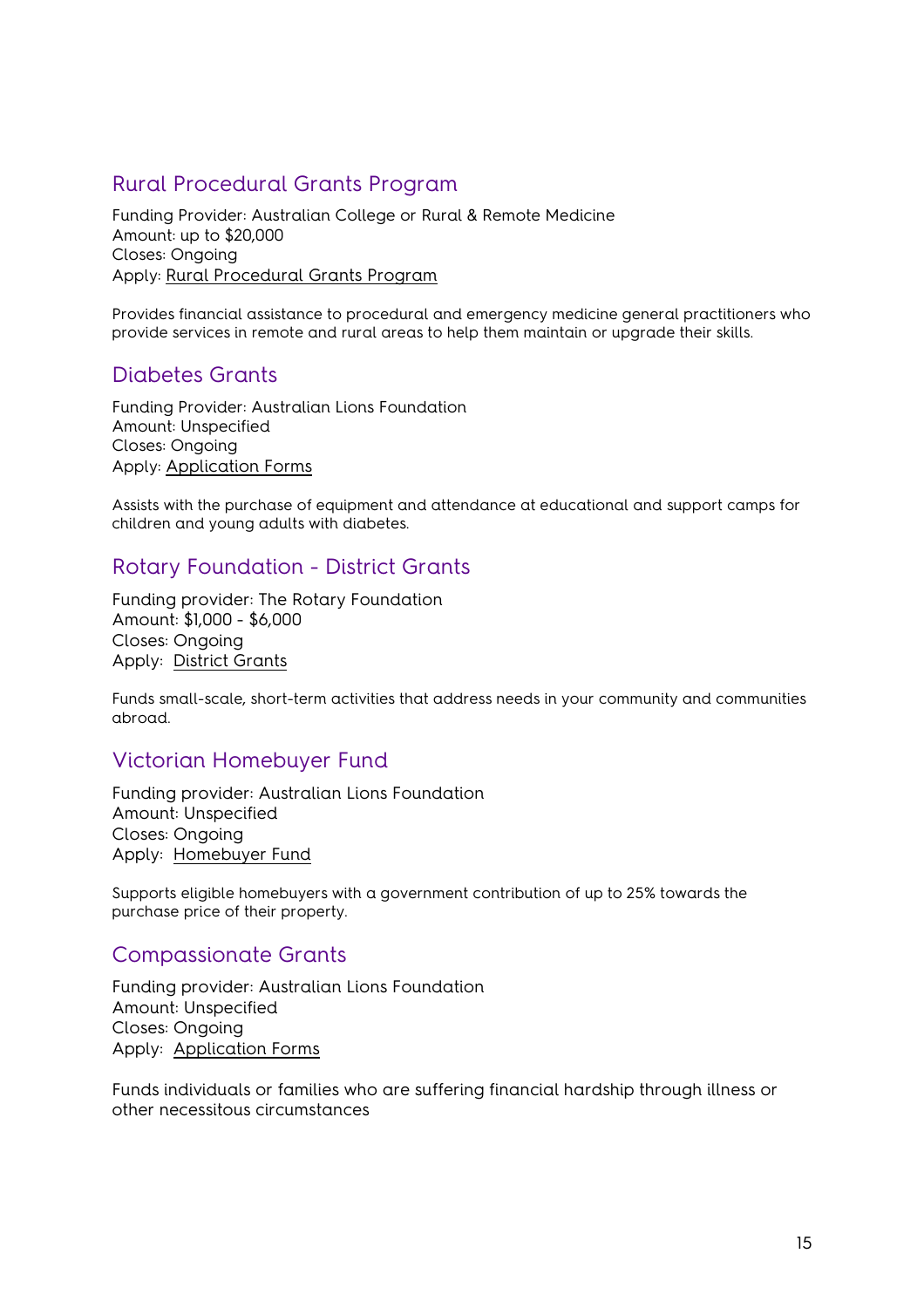## Rural Procedural Grants Program

Funding Provider: Australian College or Rural & Remote Medicine
Amount: up to $20,000
Closes: Ongoing
Apply: Rural Procedural Grants Program

Provides financial assistance to procedural and emergency medicine general practitioners who provide services in remote and rural areas to help them maintain or upgrade their skills.

## Diabetes Grants

Funding Provider: Australian Lions Foundation
Amount: Unspecified
Closes: Ongoing
Apply: Application Forms

Assists with the purchase of equipment and attendance at educational and support camps for children and young adults with diabetes.

## Rotary Foundation - District Grants

Funding provider: The Rotary Foundation
Amount: $1,000 - $6,000
Closes: Ongoing
Apply: District Grants

Funds small-scale, short-term activities that address needs in your community and communities abroad.

## Victorian Homebuyer Fund

Funding provider: Australian Lions Foundation
Amount: Unspecified
Closes: Ongoing
Apply: Homebuyer Fund

Supports eligible homebuyers with a government contribution of up to 25% towards the purchase price of their property.

## Compassionate Grants

Funding provider: Australian Lions Foundation
Amount: Unspecified
Closes: Ongoing
Apply: Application Forms

Funds individuals or families who are suffering financial hardship through illness or other necessitous circumstances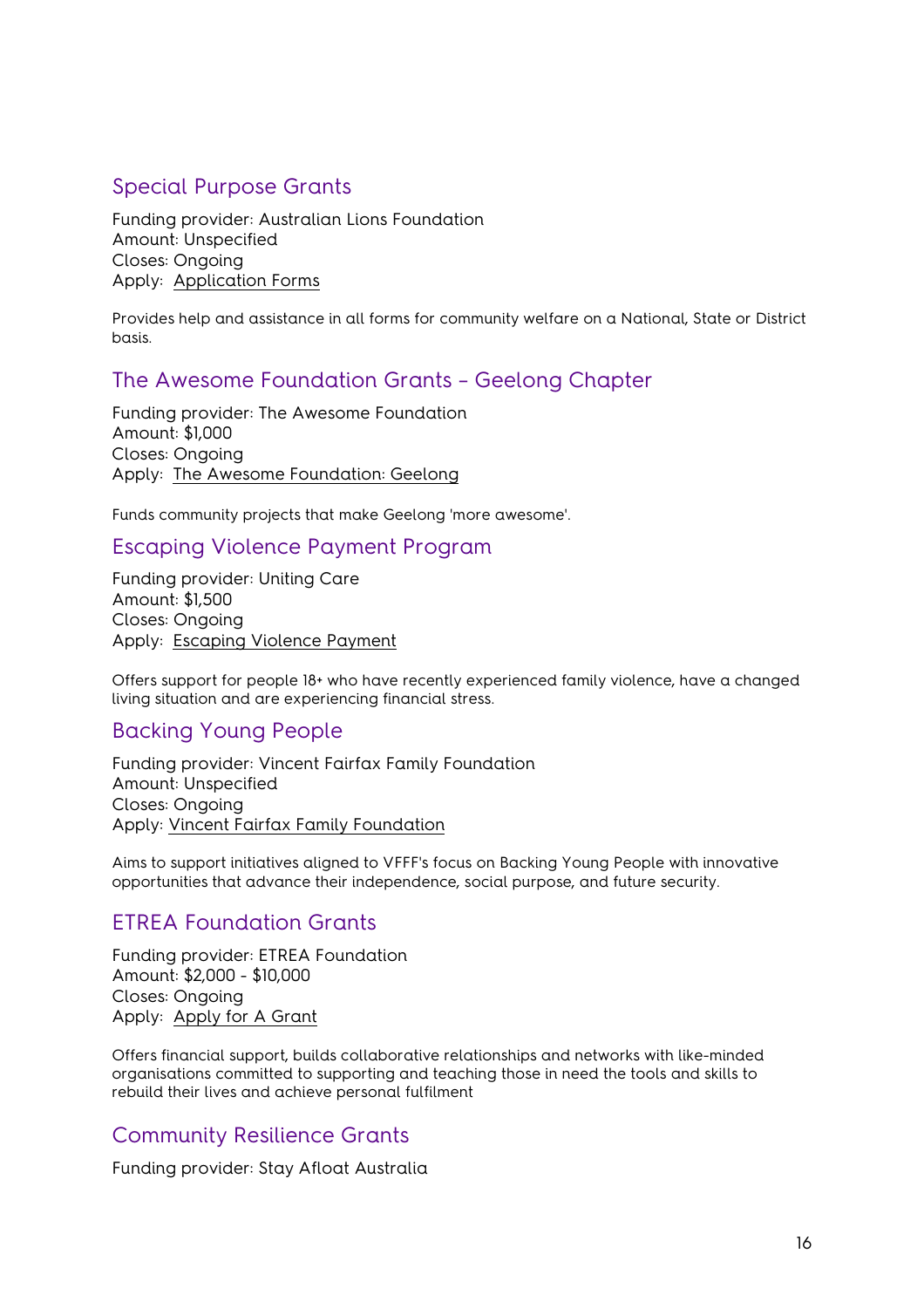## Special Purpose Grants

Funding provider: Australian Lions Foundation
Amount: Unspecified
Closes: Ongoing
Apply: Application Forms

Provides help and assistance in all forms for community welfare on a National, State or District basis.

## The Awesome Foundation Grants – Geelong Chapter

Funding provider: The Awesome Foundation
Amount: $1,000
Closes: Ongoing
Apply: The Awesome Foundation: Geelong

Funds community projects that make Geelong 'more awesome'.

## Escaping Violence Payment Program

Funding provider: Uniting Care
Amount: $1,500
Closes: Ongoing
Apply: Escaping Violence Payment

Offers support for people 18+ who have recently experienced family violence, have a changed living situation and are experiencing financial stress.

## Backing Young People

Funding provider: Vincent Fairfax Family Foundation
Amount: Unspecified
Closes: Ongoing
Apply: Vincent Fairfax Family Foundation

Aims to support initiatives aligned to VFFF's focus on Backing Young People with innovative opportunities that advance their independence, social purpose, and future security.

## ETREA Foundation Grants

Funding provider: ETREA Foundation
Amount: $2,000 - $10,000
Closes: Ongoing
Apply: Apply for A Grant

Offers financial support, builds collaborative relationships and networks with like-minded organisations committed to supporting and teaching those in need the tools and skills to rebuild their lives and achieve personal fulfilment

## Community Resilience Grants

Funding provider: Stay Afloat Australia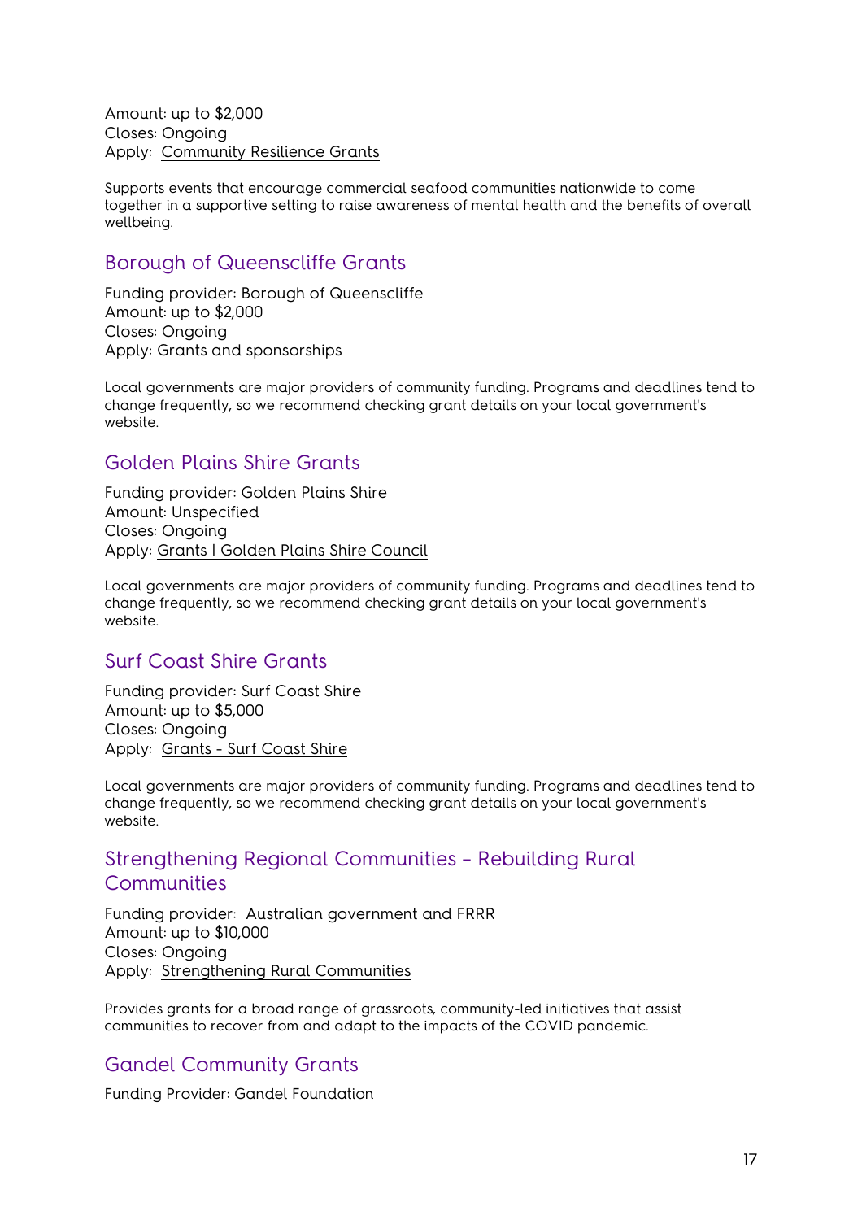Amount: up to $2,000
Closes: Ongoing
Apply: Community Resilience Grants

Supports events that encourage commercial seafood communities nationwide to come together in a supportive setting to raise awareness of mental health and the benefits of overall wellbeing.

## Borough of Queenscliffe Grants

Funding provider: Borough of Queenscliffe
Amount: up to $2,000
Closes: Ongoing
Apply: Grants and sponsorships

Local governments are major providers of community funding. Programs and deadlines tend to change frequently, so we recommend checking grant details on your local government's website.

## Golden Plains Shire Grants

Funding provider: Golden Plains Shire
Amount: Unspecified
Closes: Ongoing
Apply: Grants | Golden Plains Shire Council

Local governments are major providers of community funding. Programs and deadlines tend to change frequently, so we recommend checking grant details on your local government's website.

## Surf Coast Shire Grants

Funding provider: Surf Coast Shire
Amount: up to $5,000
Closes: Ongoing
Apply: Grants - Surf Coast Shire

Local governments are major providers of community funding. Programs and deadlines tend to change frequently, so we recommend checking grant details on your local government's website.

## Strengthening Regional Communities – Rebuilding Rural Communities

Funding provider: Australian government and FRRR
Amount: up to $10,000
Closes: Ongoing
Apply: Strengthening Rural Communities

Provides grants for a broad range of grassroots, community-led initiatives that assist communities to recover from and adapt to the impacts of the COVID pandemic.

## Gandel Community Grants

Funding Provider: Gandel Foundation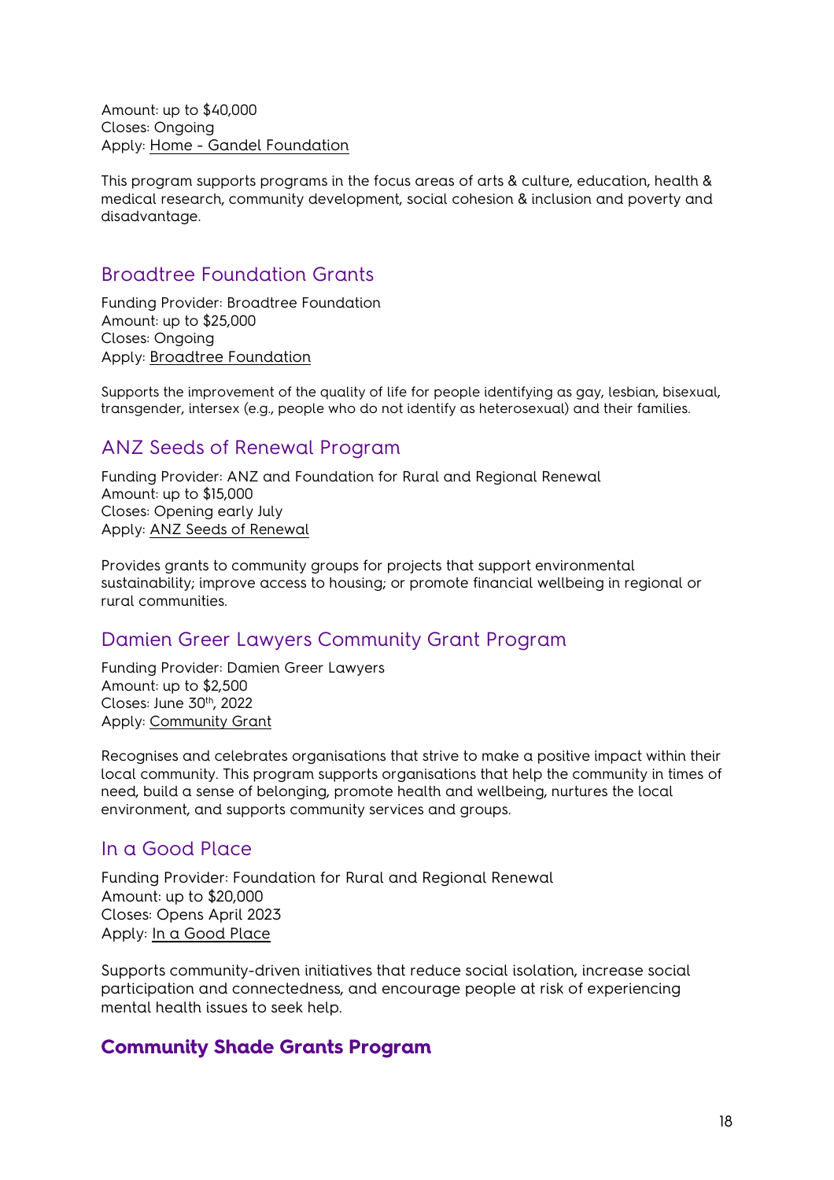Amount: up to $40,000
Closes: Ongoing
Apply: Home - Gandel Foundation

This program supports programs in the focus areas of arts & culture, education, health & medical research, community development, social cohesion & inclusion and poverty and disadvantage.

## Broadtree Foundation Grants

Funding Provider: Broadtree Foundation
Amount: up to $25,000
Closes: Ongoing
Apply: Broadtree Foundation

Supports the improvement of the quality of life for people identifying as gay, lesbian, bisexual, transgender, intersex (e.g., people who do not identify as heterosexual) and their families.

## ANZ Seeds of Renewal Program

Funding Provider: ANZ and Foundation for Rural and Regional Renewal
Amount: up to $15,000
Closes: Opening early July
Apply: ANZ Seeds of Renewal

Provides grants to community groups for projects that support environmental sustainability; improve access to housing; or promote financial wellbeing in regional or rural communities.

## Damien Greer Lawyers Community Grant Program

Funding Provider: Damien Greer Lawyers
Amount: up to $2,500
Closes: June 30th, 2022
Apply: Community Grant

Recognises and celebrates organisations that strive to make a positive impact within their local community. This program supports organisations that help the community in times of need, build a sense of belonging, promote health and wellbeing, nurtures the local environment, and supports community services and groups.

## In a Good Place

Funding Provider: Foundation for Rural and Regional Renewal
Amount: up to $20,000
Closes: Opens April 2023
Apply: In a Good Place

Supports community-driven initiatives that reduce social isolation, increase social participation and connectedness, and encourage people at risk of experiencing mental health issues to seek help.

## **Community Shade Grants Program**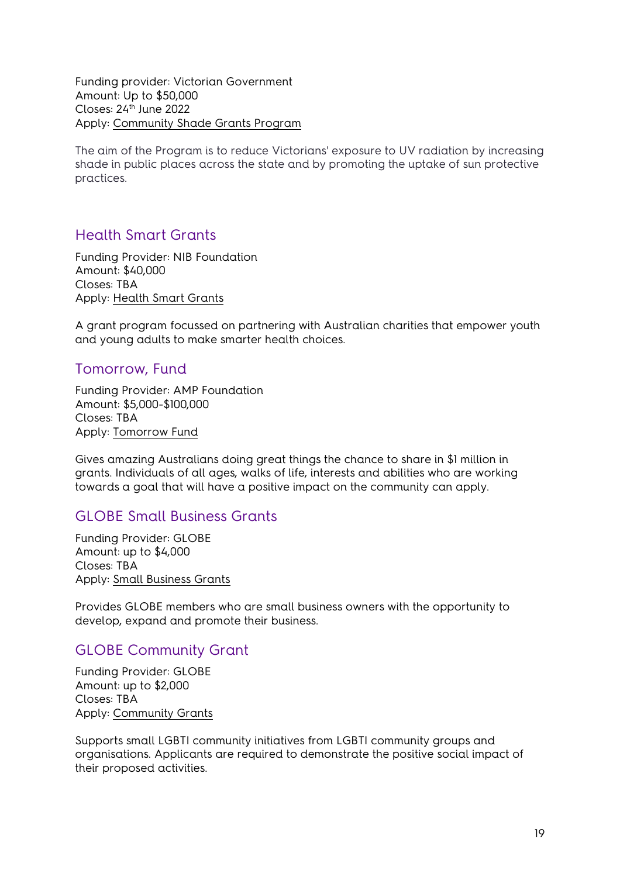Funding provider: Victorian Government
Amount: Up to $50,000
Closes: 24th June 2022
Apply: Community Shade Grants Program

The aim of the Program is to reduce Victorians' exposure to UV radiation by increasing shade in public places across the state and by promoting the uptake of sun protective practices.

## Health Smart Grants

Funding Provider: NIB Foundation
Amount: $40,000
Closes: TBA
Apply: Health Smart Grants

A grant program focussed on partnering with Australian charities that empower youth and young adults to make smarter health choices.

## Tomorrow, Fund

Funding Provider: AMP Foundation
Amount: $5,000-$100,000
Closes: TBA
Apply: Tomorrow Fund

Gives amazing Australians doing great things the chance to share in $1 million in grants. Individuals of all ages, walks of life, interests and abilities who are working towards a goal that will have a positive impact on the community can apply.

## GLOBE Small Business Grants

Funding Provider: GLOBE
Amount: up to $4,000
Closes: TBA
Apply: Small Business Grants

Provides GLOBE members who are small business owners with the opportunity to develop, expand and promote their business.

## GLOBE Community Grant

Funding Provider: GLOBE
Amount: up to $2,000
Closes: TBA
Apply: Community Grants

Supports small LGBTI community initiatives from LGBTI community groups and organisations. Applicants are required to demonstrate the positive social impact of their proposed activities.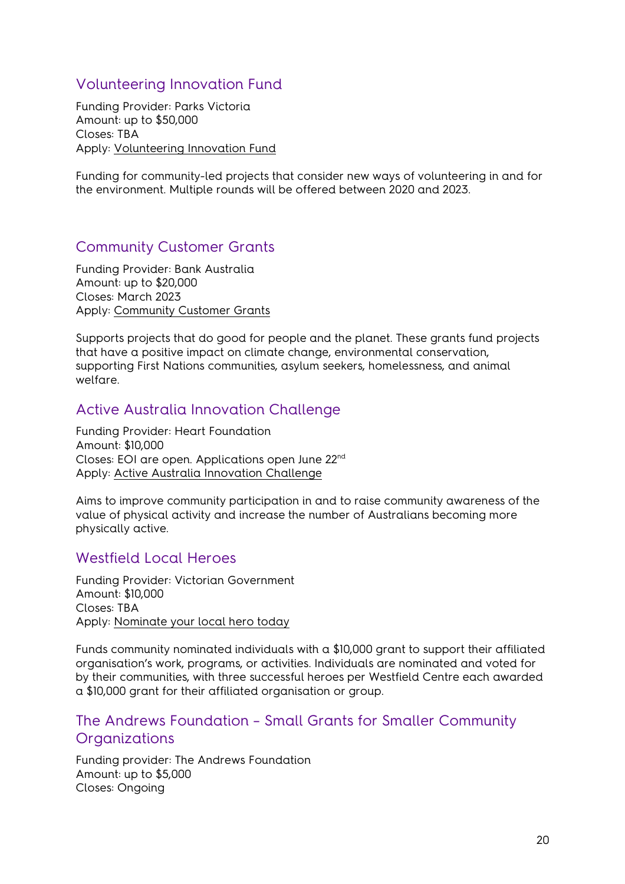## Volunteering Innovation Fund

Funding Provider: Parks Victoria
Amount: up to $50,000
Closes: TBA
Apply: Volunteering Innovation Fund

Funding for community-led projects that consider new ways of volunteering in and for the environment. Multiple rounds will be offered between 2020 and 2023.

## Community Customer Grants

Funding Provider: Bank Australia
Amount: up to $20,000
Closes: March 2023
Apply: Community Customer Grants

Supports projects that do good for people and the planet. These grants fund projects that have a positive impact on climate change, environmental conservation, supporting First Nations communities, asylum seekers, homelessness, and animal welfare.

## Active Australia Innovation Challenge

Funding Provider: Heart Foundation
Amount: $10,000
Closes: EOI are open. Applications open June 22nd
Apply: Active Australia Innovation Challenge

Aims to improve community participation in and to raise community awareness of the value of physical activity and increase the number of Australians becoming more physically active.

## Westfield Local Heroes

Funding Provider: Victorian Government
Amount: $10,000
Closes: TBA
Apply: Nominate your local hero today

Funds community nominated individuals with a $10,000 grant to support their affiliated organisation's work, programs, or activities. Individuals are nominated and voted for by their communities, with three successful heroes per Westfield Centre each awarded a $10,000 grant for their affiliated organisation or group.

## The Andrews Foundation – Small Grants for Smaller Community Organizations

Funding provider: The Andrews Foundation
Amount: up to $5,000
Closes: Ongoing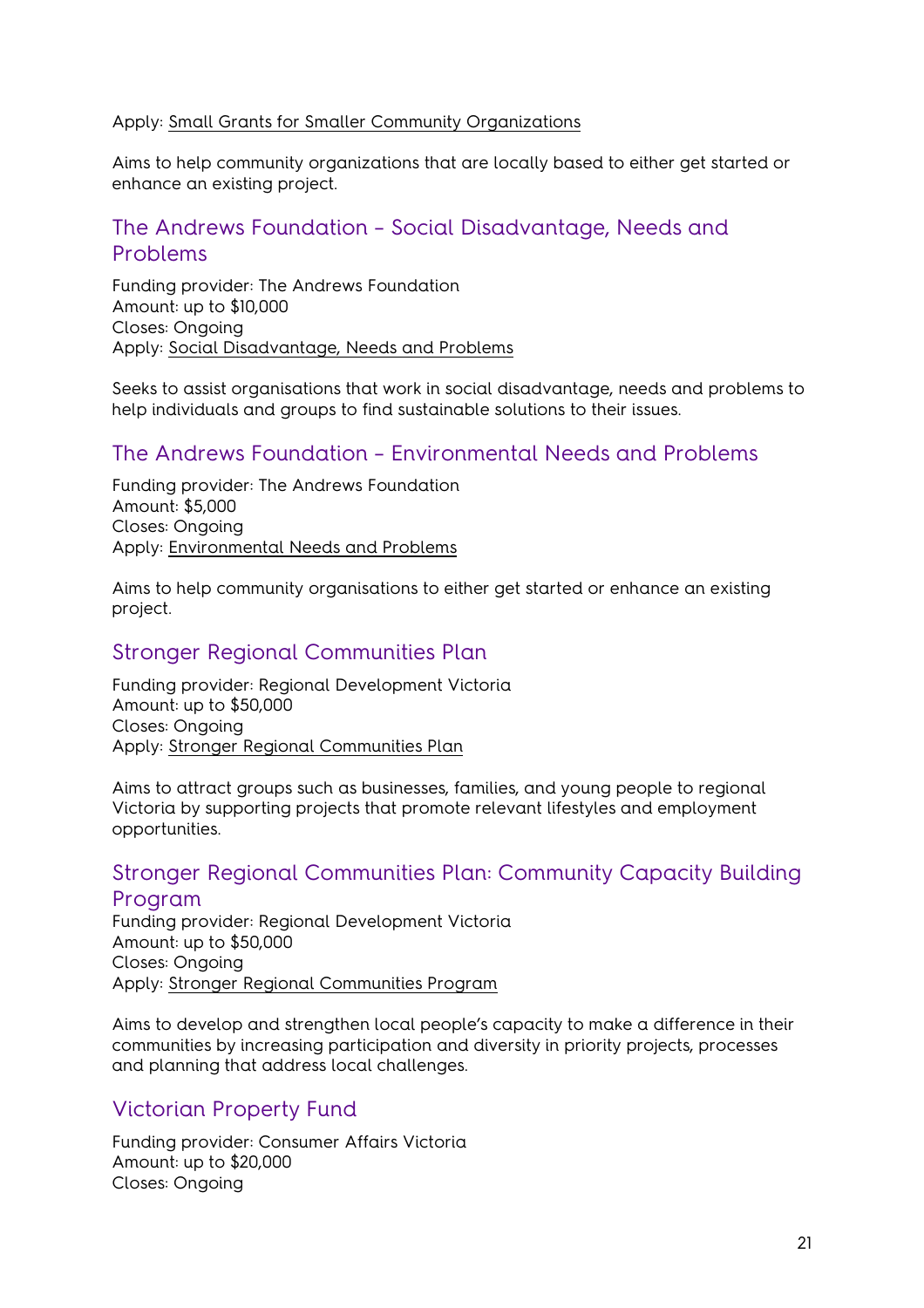Apply: Small Grants for Smaller Community Organizations

Aims to help community organizations that are locally based to either get started or enhance an existing project.

## The Andrews Foundation – Social Disadvantage, Needs and Problems

Funding provider: The Andrews Foundation
Amount: up to $10,000
Closes: Ongoing
Apply: Social Disadvantage, Needs and Problems

Seeks to assist organisations that work in social disadvantage, needs and problems to help individuals and groups to find sustainable solutions to their issues.

## The Andrews Foundation – Environmental Needs and Problems

Funding provider: The Andrews Foundation
Amount: $5,000
Closes: Ongoing
Apply: Environmental Needs and Problems

Aims to help community organisations to either get started or enhance an existing project.

## Stronger Regional Communities Plan

Funding provider: Regional Development Victoria
Amount: up to $50,000
Closes: Ongoing
Apply: Stronger Regional Communities Plan

Aims to attract groups such as businesses, families, and young people to regional Victoria by supporting projects that promote relevant lifestyles and employment opportunities.

## Stronger Regional Communities Plan: Community Capacity Building Program

Funding provider: Regional Development Victoria
Amount: up to $50,000
Closes: Ongoing
Apply: Stronger Regional Communities Program

Aims to develop and strengthen local people's capacity to make a difference in their communities by increasing participation and diversity in priority projects, processes and planning that address local challenges.

## Victorian Property Fund

Funding provider: Consumer Affairs Victoria
Amount: up to $20,000
Closes: Ongoing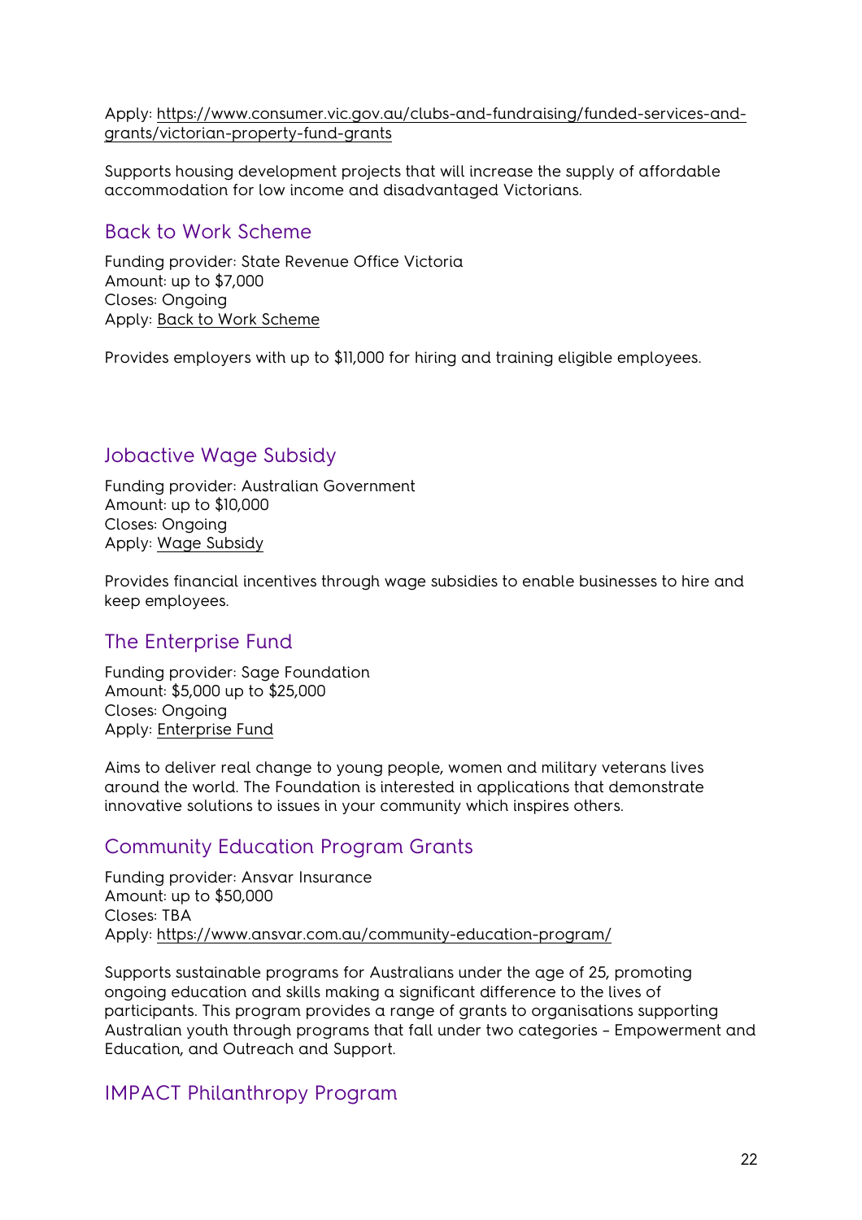Apply: https://www.consumer.vic.gov.au/clubs-and-fundraising/funded-services-and-grants/victorian-property-fund-grants

Supports housing development projects that will increase the supply of affordable accommodation for low income and disadvantaged Victorians.

## Back to Work Scheme

Funding provider: State Revenue Office Victoria
Amount: up to $7,000
Closes: Ongoing
Apply: Back to Work Scheme

Provides employers with up to $11,000 for hiring and training eligible employees.

## Jobactive Wage Subsidy

Funding provider: Australian Government
Amount: up to $10,000
Closes: Ongoing
Apply: Wage Subsidy

Provides financial incentives through wage subsidies to enable businesses to hire and keep employees.

## The Enterprise Fund

Funding provider: Sage Foundation
Amount: $5,000 up to $25,000
Closes: Ongoing
Apply: Enterprise Fund

Aims to deliver real change to young people, women and military veterans lives around the world. The Foundation is interested in applications that demonstrate innovative solutions to issues in your community which inspires others.

## Community Education Program Grants

Funding provider: Ansvar Insurance
Amount: up to $50,000
Closes: TBA
Apply: https://www.ansvar.com.au/community-education-program/

Supports sustainable programs for Australians under the age of 25, promoting ongoing education and skills making a significant difference to the lives of participants. This program provides a range of grants to organisations supporting Australian youth through programs that fall under two categories – Empowerment and Education, and Outreach and Support.

## IMPACT Philanthropy Program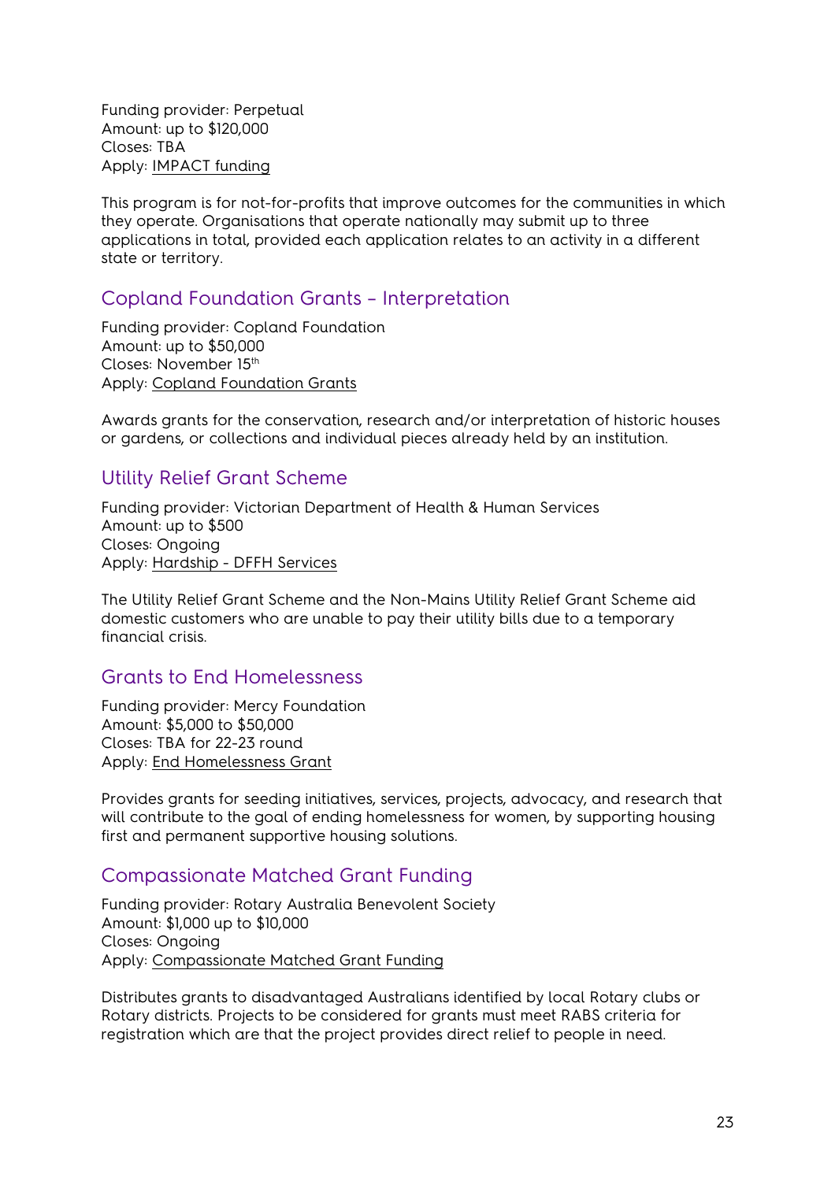Funding provider: Perpetual
Amount: up to $120,000
Closes: TBA
Apply: IMPACT funding

This program is for not-for-profits that improve outcomes for the communities in which they operate. Organisations that operate nationally may submit up to three applications in total, provided each application relates to an activity in a different state or territory.

## Copland Foundation Grants – Interpretation

Funding provider: Copland Foundation
Amount: up to $50,000
Closes: November 15th
Apply: Copland Foundation Grants

Awards grants for the conservation, research and/or interpretation of historic houses or gardens, or collections and individual pieces already held by an institution.

## Utility Relief Grant Scheme

Funding provider: Victorian Department of Health & Human Services
Amount: up to $500
Closes: Ongoing
Apply: Hardship - DFFH Services

The Utility Relief Grant Scheme and the Non-Mains Utility Relief Grant Scheme aid domestic customers who are unable to pay their utility bills due to a temporary financial crisis.

## Grants to End Homelessness

Funding provider: Mercy Foundation
Amount: $5,000 to $50,000
Closes: TBA for 22-23 round
Apply: End Homelessness Grant

Provides grants for seeding initiatives, services, projects, advocacy, and research that will contribute to the goal of ending homelessness for women, by supporting housing first and permanent supportive housing solutions.

## Compassionate Matched Grant Funding

Funding provider: Rotary Australia Benevolent Society
Amount: $1,000 up to $10,000
Closes: Ongoing
Apply: Compassionate Matched Grant Funding

Distributes grants to disadvantaged Australians identified by local Rotary clubs or Rotary districts. Projects to be considered for grants must meet RABS criteria for registration which are that the project provides direct relief to people in need.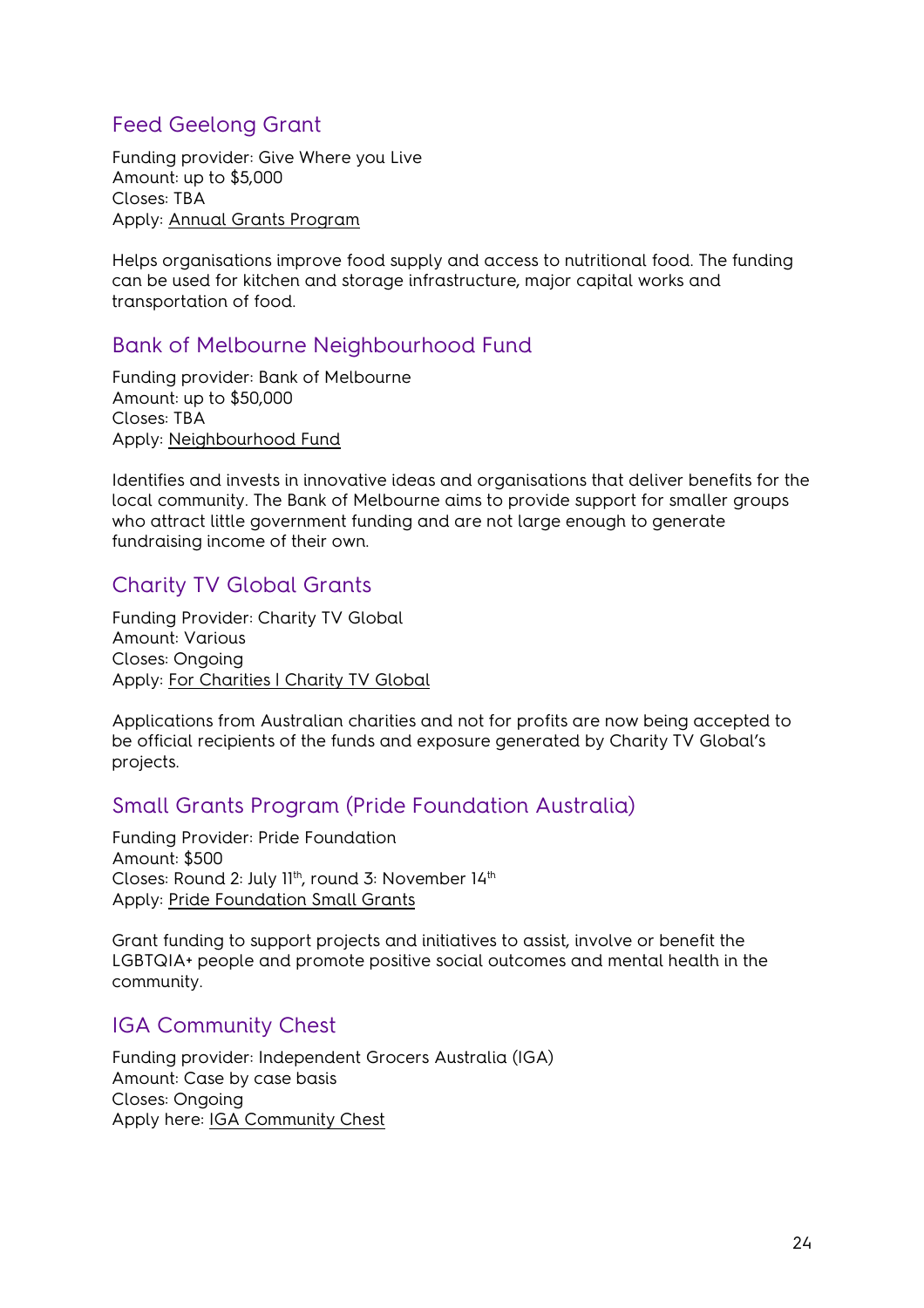## Feed Geelong Grant

Funding provider: Give Where you Live
Amount: up to $5,000
Closes: TBA
Apply: Annual Grants Program

Helps organisations improve food supply and access to nutritional food. The funding can be used for kitchen and storage infrastructure, major capital works and transportation of food.

## Bank of Melbourne Neighbourhood Fund

Funding provider: Bank of Melbourne
Amount: up to $50,000
Closes: TBA
Apply: Neighbourhood Fund

Identifies and invests in innovative ideas and organisations that deliver benefits for the local community. The Bank of Melbourne aims to provide support for smaller groups who attract little government funding and are not large enough to generate fundraising income of their own.

## Charity TV Global Grants

Funding Provider: Charity TV Global
Amount: Various
Closes: Ongoing
Apply: For Charities | Charity TV Global

Applications from Australian charities and not for profits are now being accepted to be official recipients of the funds and exposure generated by Charity TV Global's projects.

## Small Grants Program (Pride Foundation Australia)

Funding Provider: Pride Foundation
Amount: $500
Closes: Round 2: July 11th, round 3: November 14th
Apply: Pride Foundation Small Grants

Grant funding to support projects and initiatives to assist, involve or benefit the LGBTQIA+ people and promote positive social outcomes and mental health in the community.

## IGA Community Chest

Funding provider: Independent Grocers Australia (IGA)
Amount: Case by case basis
Closes: Ongoing
Apply here: IGA Community Chest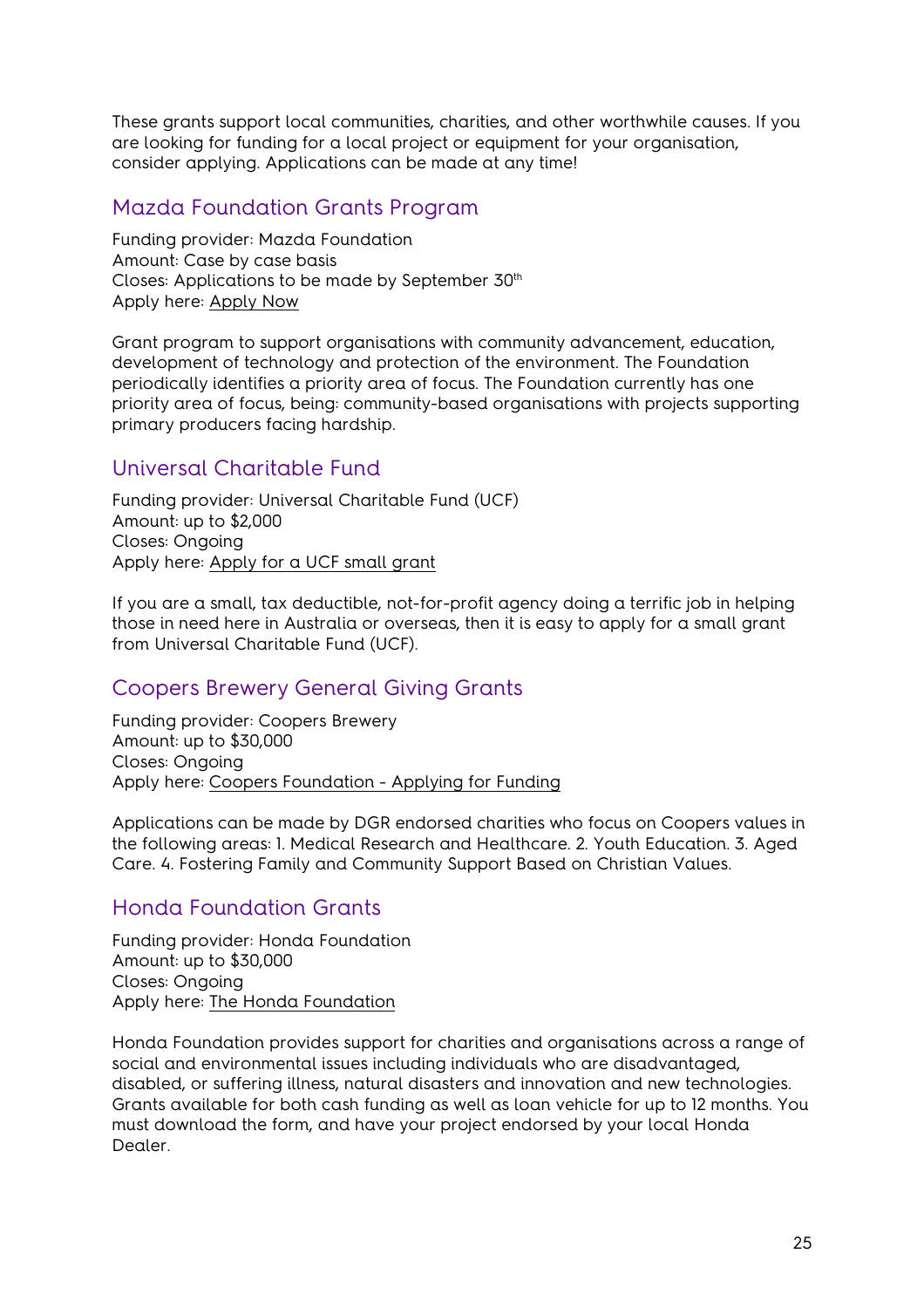These grants support local communities, charities, and other worthwhile causes. If you are looking for funding for a local project or equipment for your organisation, consider applying. Applications can be made at any time!

## Mazda Foundation Grants Program

Funding provider: Mazda Foundation
Amount: Case by case basis
Closes: Applications to be made by September 30th
Apply here: Apply Now

Grant program to support organisations with community advancement, education, development of technology and protection of the environment. The Foundation periodically identifies a priority area of focus. The Foundation currently has one priority area of focus, being: community-based organisations with projects supporting primary producers facing hardship.

## Universal Charitable Fund

Funding provider: Universal Charitable Fund (UCF)
Amount: up to $2,000
Closes: Ongoing
Apply here: Apply for a UCF small grant

If you are a small, tax deductible, not-for-profit agency doing a terrific job in helping those in need here in Australia or overseas, then it is easy to apply for a small grant from Universal Charitable Fund (UCF).

## Coopers Brewery General Giving Grants

Funding provider: Coopers Brewery
Amount: up to $30,000
Closes: Ongoing
Apply here: Coopers Foundation - Applying for Funding

Applications can be made by DGR endorsed charities who focus on Coopers values in the following areas: 1. Medical Research and Healthcare. 2. Youth Education. 3. Aged Care. 4. Fostering Family and Community Support Based on Christian Values.

## Honda Foundation Grants

Funding provider: Honda Foundation
Amount: up to $30,000
Closes: Ongoing
Apply here: The Honda Foundation

Honda Foundation provides support for charities and organisations across a range of social and environmental issues including individuals who are disadvantaged, disabled, or suffering illness, natural disasters and innovation and new technologies. Grants available for both cash funding as well as loan vehicle for up to 12 months. You must download the form, and have your project endorsed by your local Honda Dealer.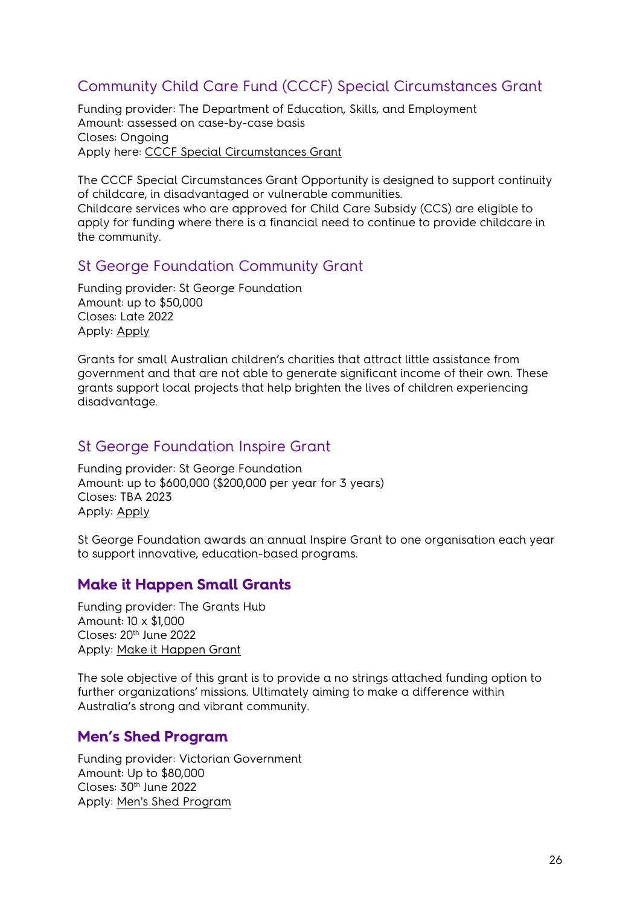## Community Child Care Fund (CCCF) Special Circumstances Grant

Funding provider: The Department of Education, Skills, and Employment
Amount: assessed on case-by-case basis
Closes: Ongoing
Apply here: CCCF Special Circumstances Grant

The CCCF Special Circumstances Grant Opportunity is designed to support continuity of childcare, in disadvantaged or vulnerable communities.
Childcare services who are approved for Child Care Subsidy (CCS) are eligible to apply for funding where there is a financial need to continue to provide childcare in the community.

## St George Foundation Community Grant

Funding provider: St George Foundation
Amount: up to $50,000
Closes: Late 2022
Apply: Apply

Grants for small Australian children's charities that attract little assistance from government and that are not able to generate significant income of their own. These grants support local projects that help brighten the lives of children experiencing disadvantage.

## St George Foundation Inspire Grant

Funding provider: St George Foundation
Amount: up to $600,000 ($200,000 per year for 3 years)
Closes: TBA 2023
Apply: Apply

St George Foundation awards an annual Inspire Grant to one organisation each year to support innovative, education-based programs.

## **Make it Happen Small Grants**

Funding provider: The Grants Hub
Amount: 10 x $1,000
Closes: 20th June 2022
Apply: Make it Happen Grant

The sole objective of this grant is to provide a no strings attached funding option to further organizations' missions. Ultimately aiming to make a difference within Australia's strong and vibrant community.

## **Men's Shed Program**

Funding provider: Victorian Government
Amount: Up to $80,000
Closes: 30th June 2022
Apply: Men's Shed Program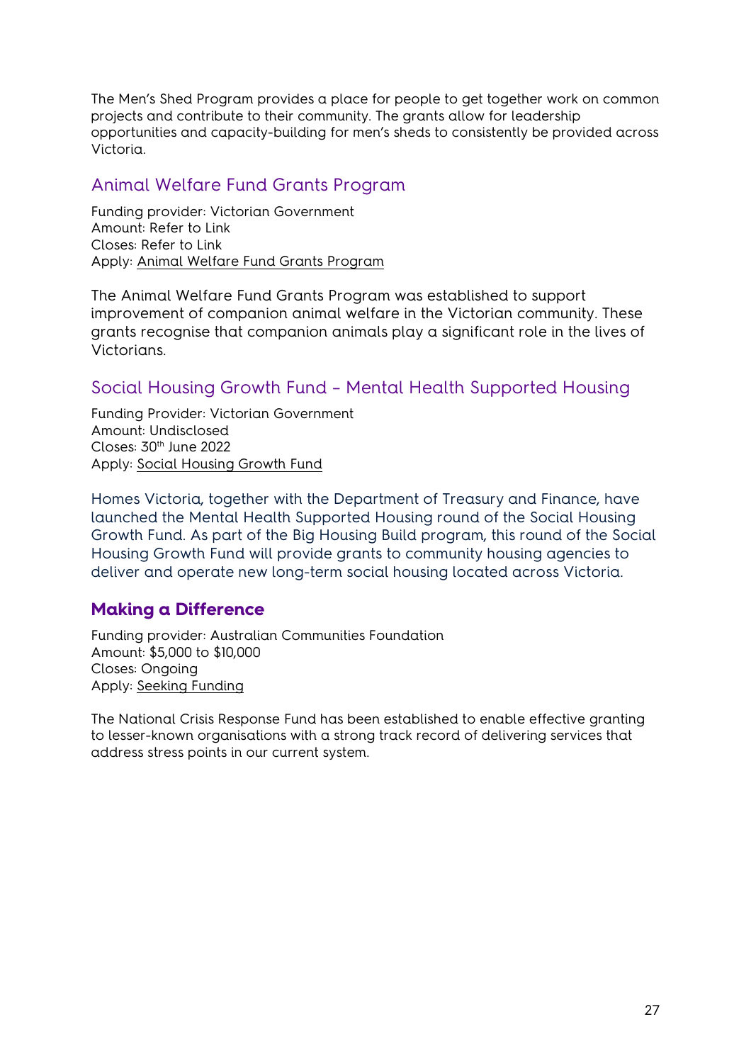The Men's Shed Program provides a place for people to get together work on common projects and contribute to their community. The grants allow for leadership opportunities and capacity-building for men's sheds to consistently be provided across Victoria.

## Animal Welfare Fund Grants Program

Funding provider: Victorian Government
Amount: Refer to Link
Closes: Refer to Link
Apply: Animal Welfare Fund Grants Program

The Animal Welfare Fund Grants Program was established to support improvement of companion animal welfare in the Victorian community. These grants recognise that companion animals play a significant role in the lives of Victorians.

## Social Housing Growth Fund – Mental Health Supported Housing

Funding Provider: Victorian Government
Amount: Undisclosed
Closes: 30th June 2022
Apply: Social Housing Growth Fund

Homes Victoria, together with the Department of Treasury and Finance, have launched the Mental Health Supported Housing round of the Social Housing Growth Fund. As part of the Big Housing Build program, this round of the Social Housing Growth Fund will provide grants to community housing agencies to deliver and operate new long-term social housing located across Victoria.

## **Making a Difference**

Funding provider: Australian Communities Foundation
Amount: $5,000 to $10,000
Closes: Ongoing
Apply: Seeking Funding

The National Crisis Response Fund has been established to enable effective granting to lesser-known organisations with a strong track record of delivering services that address stress points in our current system.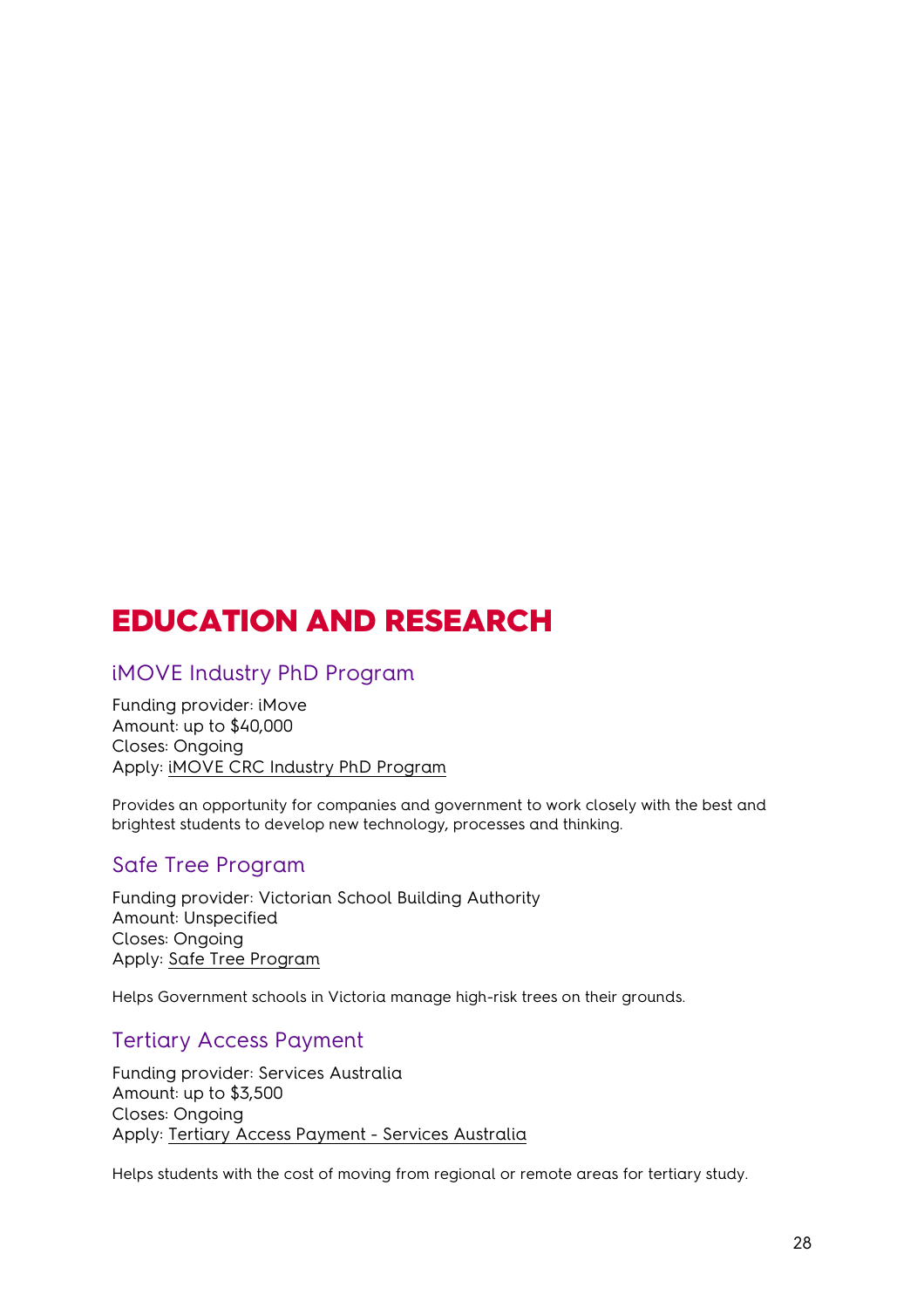# EDUCATION AND RESEARCH

## iMOVE Industry PhD Program

Funding provider: iMove
Amount: up to $40,000
Closes: Ongoing
Apply: iMOVE CRC Industry PhD Program

Provides an opportunity for companies and government to work closely with the best and brightest students to develop new technology, processes and thinking.

## Safe Tree Program

Funding provider: Victorian School Building Authority
Amount: Unspecified
Closes: Ongoing
Apply: Safe Tree Program

Helps Government schools in Victoria manage high-risk trees on their grounds.

## Tertiary Access Payment

Funding provider: Services Australia
Amount: up to $3,500
Closes: Ongoing
Apply: Tertiary Access Payment - Services Australia

Helps students with the cost of moving from regional or remote areas for tertiary study.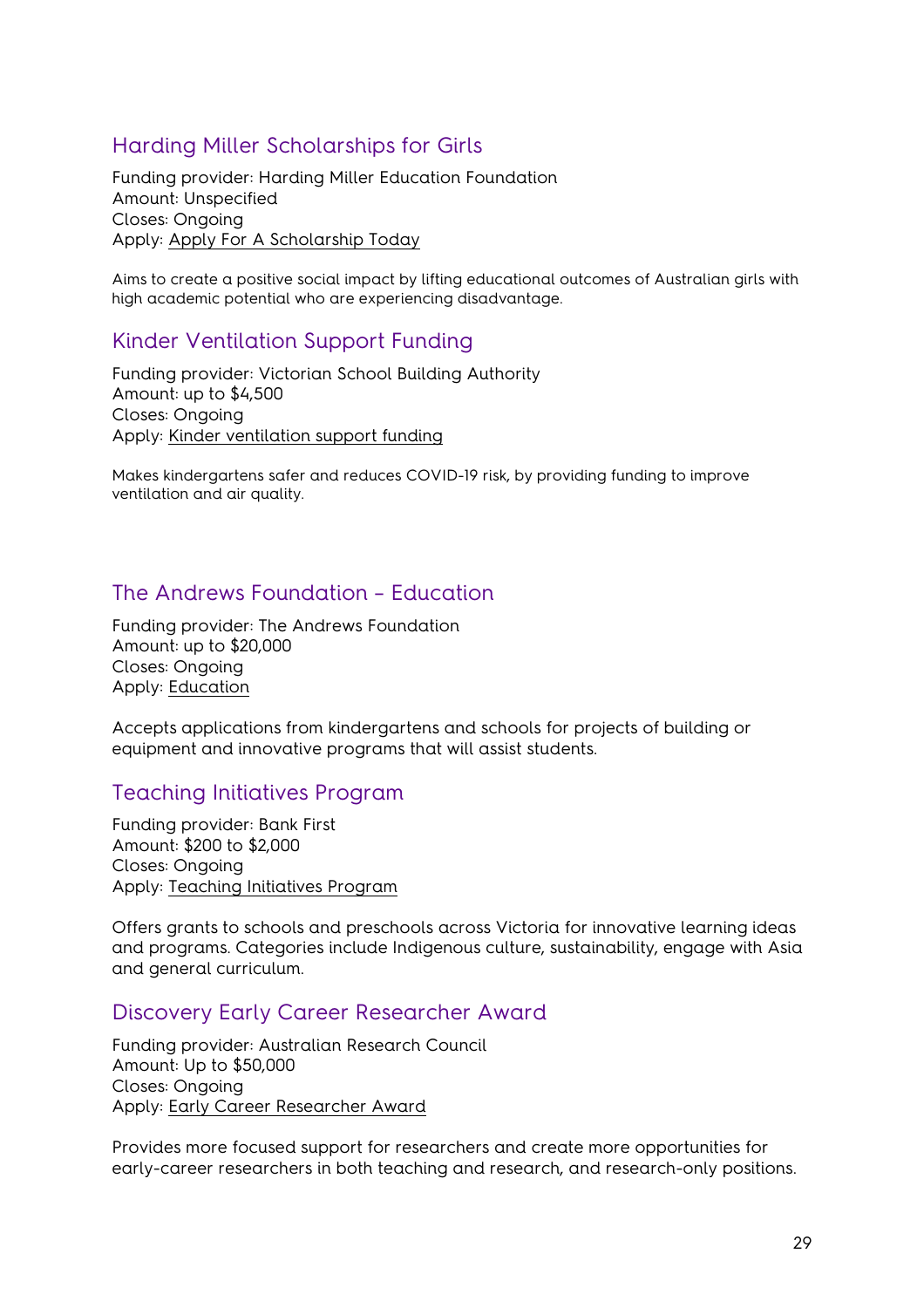## Harding Miller Scholarships for Girls

Funding provider: Harding Miller Education Foundation
Amount: Unspecified
Closes: Ongoing
Apply: Apply For A Scholarship Today

Aims to create a positive social impact by lifting educational outcomes of Australian girls with high academic potential who are experiencing disadvantage.

## Kinder Ventilation Support Funding

Funding provider: Victorian School Building Authority
Amount: up to $4,500
Closes: Ongoing
Apply: Kinder ventilation support funding

Makes kindergartens safer and reduces COVID-19 risk, by providing funding to improve ventilation and air quality.

## The Andrews Foundation – Education

Funding provider: The Andrews Foundation
Amount: up to $20,000
Closes: Ongoing
Apply: Education

Accepts applications from kindergartens and schools for projects of building or equipment and innovative programs that will assist students.

## Teaching Initiatives Program

Funding provider: Bank First
Amount: $200 to $2,000
Closes: Ongoing
Apply: Teaching Initiatives Program

Offers grants to schools and preschools across Victoria for innovative learning ideas and programs. Categories include Indigenous culture, sustainability, engage with Asia and general curriculum.

## Discovery Early Career Researcher Award

Funding provider: Australian Research Council
Amount: Up to $50,000
Closes: Ongoing
Apply: Early Career Researcher Award

Provides more focused support for researchers and create more opportunities for early-career researchers in both teaching and research, and research-only positions.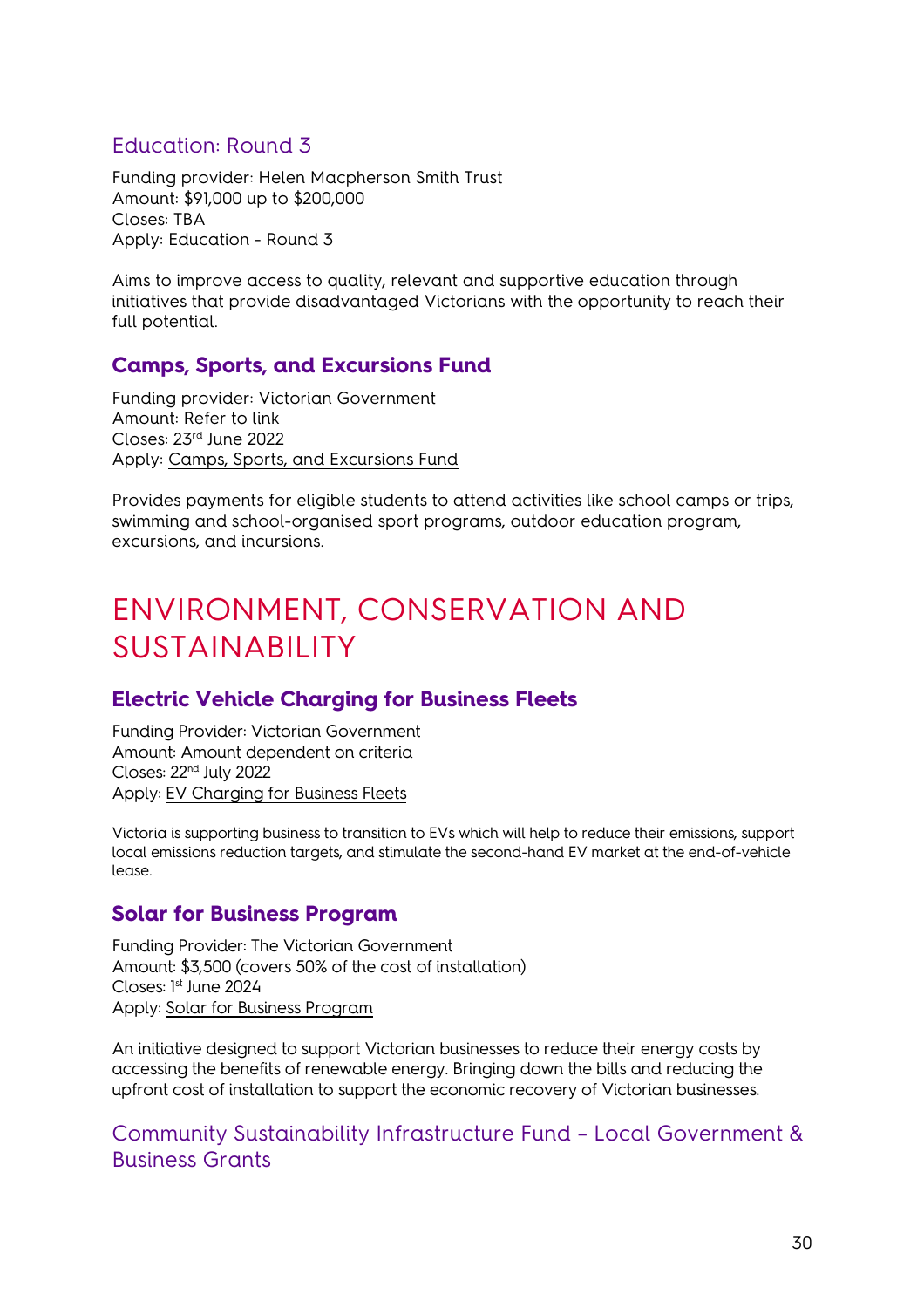### Education: Round 3

Funding provider: Helen Macpherson Smith Trust
Amount: $91,000 up to $200,000
Closes: TBA
Apply: Education - Round 3

Aims to improve access to quality, relevant and supportive education through initiatives that provide disadvantaged Victorians with the opportunity to reach their full potential.

### Camps, Sports, and Excursions Fund

Funding provider: Victorian Government
Amount: Refer to link
Closes: 23rd June 2022
Apply: Camps, Sports, and Excursions Fund

Provides payments for eligible students to attend activities like school camps or trips, swimming and school-organised sport programs, outdoor education program, excursions, and incursions.

## ENVIRONMENT, CONSERVATION AND SUSTAINABILITY

### Electric Vehicle Charging for Business Fleets

Funding Provider: Victorian Government
Amount: Amount dependent on criteria
Closes: 22nd July 2022
Apply: EV Charging for Business Fleets

Victoria is supporting business to transition to EVs which will help to reduce their emissions, support local emissions reduction targets, and stimulate the second-hand EV market at the end-of-vehicle lease.

### Solar for Business Program

Funding Provider: The Victorian Government
Amount: $3,500 (covers 50% of the cost of installation)
Closes: 1st June 2024
Apply: Solar for Business Program

An initiative designed to support Victorian businesses to reduce their energy costs by accessing the benefits of renewable energy. Bringing down the bills and reducing the upfront cost of installation to support the economic recovery of Victorian businesses.

### Community Sustainability Infrastructure Fund – Local Government & Business Grants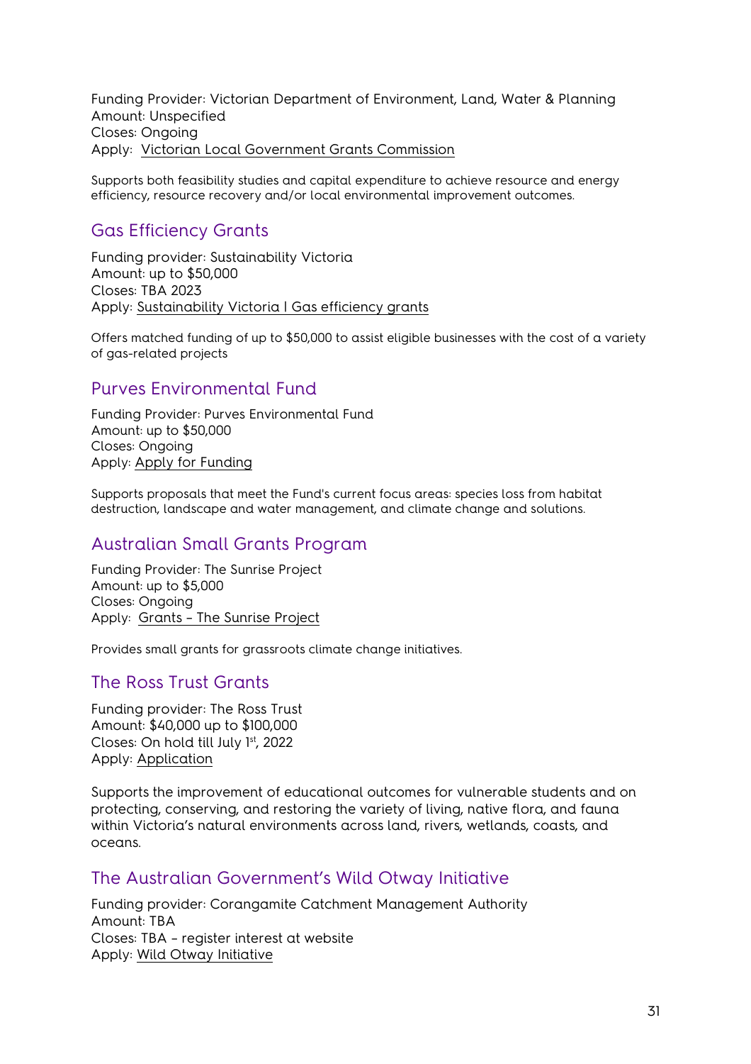Funding Provider: Victorian Department of Environment, Land, Water & Planning
Amount: Unspecified
Closes: Ongoing
Apply: Victorian Local Government Grants Commission

Supports both feasibility studies and capital expenditure to achieve resource and energy efficiency, resource recovery and/or local environmental improvement outcomes.

## Gas Efficiency Grants

Funding provider: Sustainability Victoria
Amount: up to $50,000
Closes: TBA 2023
Apply: Sustainability Victoria I Gas efficiency grants

Offers matched funding of up to $50,000 to assist eligible businesses with the cost of a variety of gas-related projects

## Purves Environmental Fund

Funding Provider: Purves Environmental Fund
Amount: up to $50,000
Closes: Ongoing
Apply: Apply for Funding

Supports proposals that meet the Fund's current focus areas: species loss from habitat destruction, landscape and water management, and climate change and solutions.

## Australian Small Grants Program

Funding Provider: The Sunrise Project
Amount: up to $5,000
Closes: Ongoing
Apply: Grants – The Sunrise Project

Provides small grants for grassroots climate change initiatives.

## The Ross Trust Grants

Funding provider: The Ross Trust
Amount: $40,000 up to $100,000
Closes: On hold till July 1st, 2022
Apply: Application

Supports the improvement of educational outcomes for vulnerable students and on protecting, conserving, and restoring the variety of living, native flora, and fauna within Victoria's natural environments across land, rivers, wetlands, coasts, and oceans.

## The Australian Government's Wild Otway Initiative

Funding provider: Corangamite Catchment Management Authority
Amount: TBA
Closes: TBA – register interest at website
Apply: Wild Otway Initiative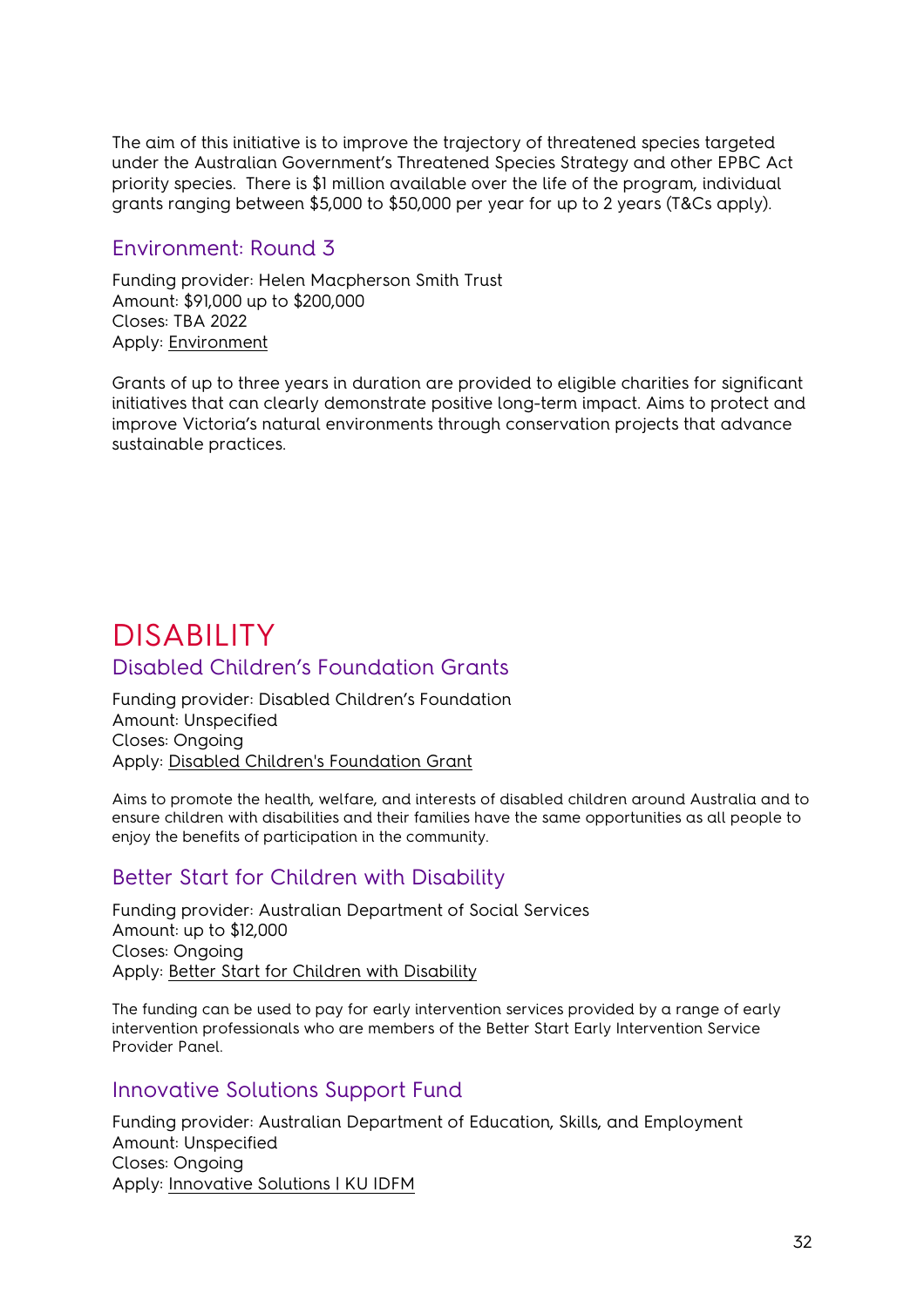The aim of this initiative is to improve the trajectory of threatened species targeted under the Australian Government's Threatened Species Strategy and other EPBC Act priority species. There is $1 million available over the life of the program, individual grants ranging between $5,000 to $50,000 per year for up to 2 years (T&Cs apply).

### Environment: Round 3

Funding provider: Helen Macpherson Smith Trust
Amount: $91,000 up to $200,000
Closes: TBA 2022
Apply: Environment

Grants of up to three years in duration are provided to eligible charities for significant initiatives that can clearly demonstrate positive long-term impact. Aims to protect and improve Victoria's natural environments through conservation projects that advance sustainable practices.

## DISABILITY

### Disabled Children's Foundation Grants

Funding provider: Disabled Children's Foundation
Amount: Unspecified
Closes: Ongoing
Apply: Disabled Children's Foundation Grant

Aims to promote the health, welfare, and interests of disabled children around Australia and to ensure children with disabilities and their families have the same opportunities as all people to enjoy the benefits of participation in the community.

### Better Start for Children with Disability

Funding provider: Australian Department of Social Services
Amount: up to $12,000
Closes: Ongoing
Apply: Better Start for Children with Disability

The funding can be used to pay for early intervention services provided by a range of early intervention professionals who are members of the Better Start Early Intervention Service Provider Panel.

### Innovative Solutions Support Fund

Funding provider: Australian Department of Education, Skills, and Employment
Amount: Unspecified
Closes: Ongoing
Apply: Innovative Solutions | KU IDFM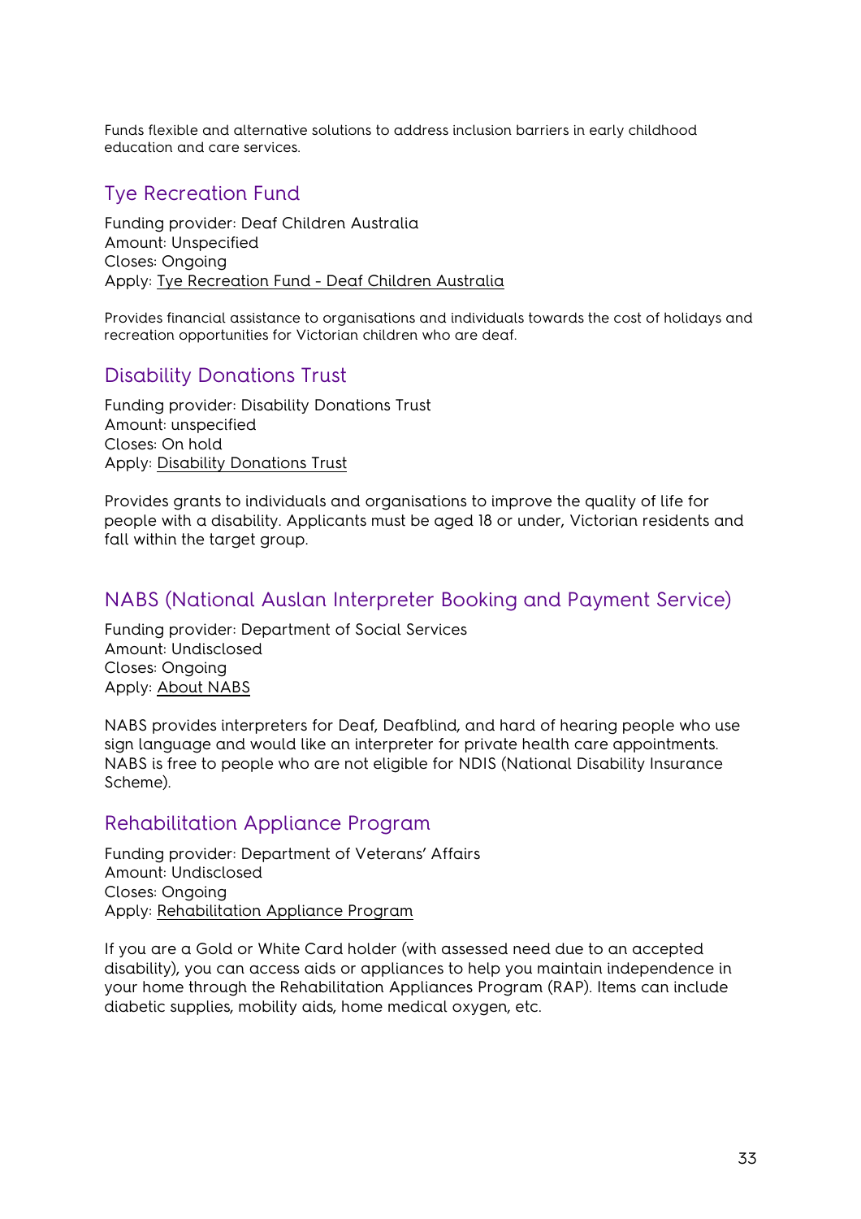Funds flexible and alternative solutions to address inclusion barriers in early childhood education and care services.

## Tye Recreation Fund

Funding provider: Deaf Children Australia
Amount: Unspecified
Closes: Ongoing
Apply: Tye Recreation Fund - Deaf Children Australia

Provides financial assistance to organisations and individuals towards the cost of holidays and recreation opportunities for Victorian children who are deaf.

## Disability Donations Trust

Funding provider: Disability Donations Trust
Amount: unspecified
Closes: On hold
Apply: Disability Donations Trust

Provides grants to individuals and organisations to improve the quality of life for people with a disability. Applicants must be aged 18 or under, Victorian residents and fall within the target group.

## NABS (National Auslan Interpreter Booking and Payment Service)

Funding provider: Department of Social Services
Amount: Undisclosed
Closes: Ongoing
Apply: About NABS

NABS provides interpreters for Deaf, Deafblind, and hard of hearing people who use sign language and would like an interpreter for private health care appointments. NABS is free to people who are not eligible for NDIS (National Disability Insurance Scheme).

## Rehabilitation Appliance Program

Funding provider: Department of Veterans' Affairs
Amount: Undisclosed
Closes: Ongoing
Apply: Rehabilitation Appliance Program

If you are a Gold or White Card holder (with assessed need due to an accepted disability), you can access aids or appliances to help you maintain independence in your home through the Rehabilitation Appliances Program (RAP). Items can include diabetic supplies, mobility aids, home medical oxygen, etc.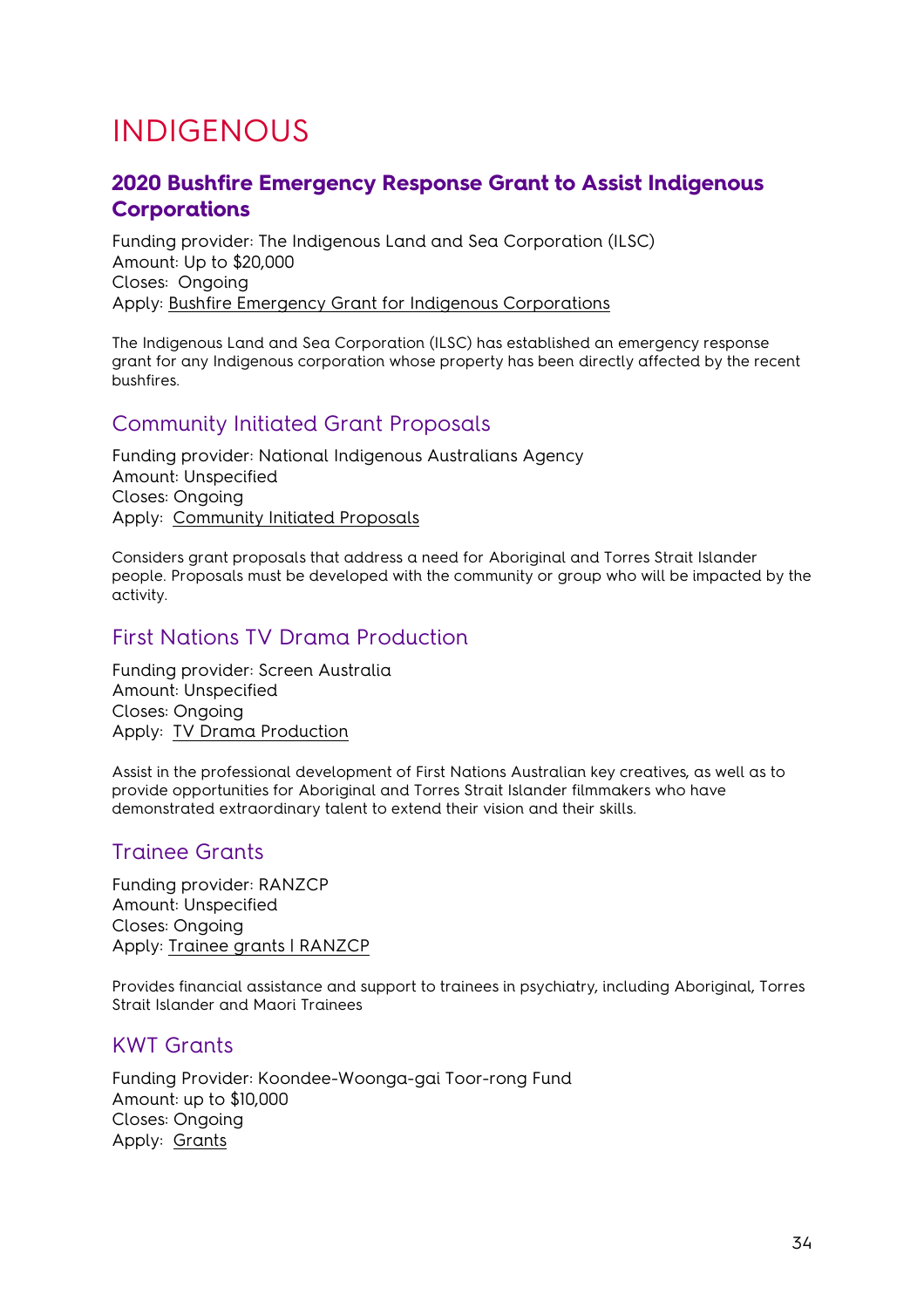# INDIGENOUS

## 2020 Bushfire Emergency Response Grant to Assist Indigenous Corporations

Funding provider: The Indigenous Land and Sea Corporation (ILSC)
Amount: Up to $20,000
Closes: Ongoing
Apply: Bushfire Emergency Grant for Indigenous Corporations

The Indigenous Land and Sea Corporation (ILSC) has established an emergency response grant for any Indigenous corporation whose property has been directly affected by the recent bushfires.

## Community Initiated Grant Proposals

Funding provider: National Indigenous Australians Agency
Amount: Unspecified
Closes: Ongoing
Apply: Community Initiated Proposals

Considers grant proposals that address a need for Aboriginal and Torres Strait Islander people. Proposals must be developed with the community or group who will be impacted by the activity.

## First Nations TV Drama Production

Funding provider: Screen Australia
Amount: Unspecified
Closes: Ongoing
Apply: TV Drama Production

Assist in the professional development of First Nations Australian key creatives, as well as to provide opportunities for Aboriginal and Torres Strait Islander filmmakers who have demonstrated extraordinary talent to extend their vision and their skills.

## Trainee Grants

Funding provider: RANZCP
Amount: Unspecified
Closes: Ongoing
Apply: Trainee grants | RANZCP

Provides financial assistance and support to trainees in psychiatry, including Aboriginal, Torres Strait Islander and Maori Trainees

## KWT Grants

Funding Provider: Koondee-Woonga-gai Toor-rong Fund
Amount: up to $10,000
Closes: Ongoing
Apply: Grants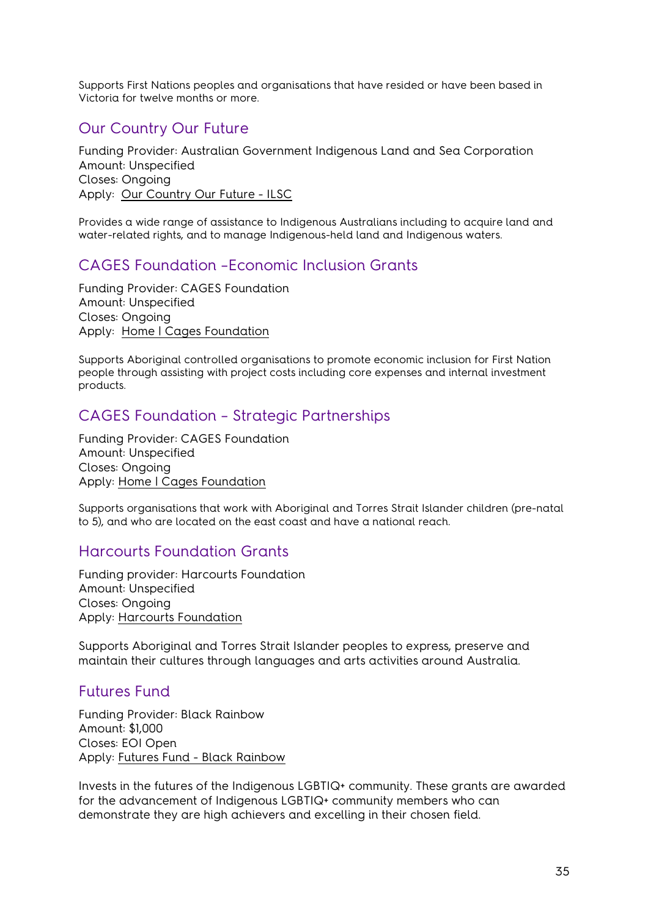Supports First Nations peoples and organisations that have resided or have been based in Victoria for twelve months or more.

## Our Country Our Future

Funding Provider: Australian Government Indigenous Land and Sea Corporation
Amount: Unspecified
Closes: Ongoing
Apply: Our Country Our Future - ILSC

Provides a wide range of assistance to Indigenous Australians including to acquire land and water-related rights, and to manage Indigenous-held land and Indigenous waters.

## CAGES Foundation –Economic Inclusion Grants

Funding Provider: CAGES Foundation
Amount: Unspecified
Closes: Ongoing
Apply: Home I Cages Foundation

Supports Aboriginal controlled organisations to promote economic inclusion for First Nation people through assisting with project costs including core expenses and internal investment products.

## CAGES Foundation – Strategic Partnerships

Funding Provider: CAGES Foundation
Amount: Unspecified
Closes: Ongoing
Apply: Home I Cages Foundation

Supports organisations that work with Aboriginal and Torres Strait Islander children (pre-natal to 5), and who are located on the east coast and have a national reach.

## Harcourts Foundation Grants

Funding provider: Harcourts Foundation
Amount: Unspecified
Closes: Ongoing
Apply: Harcourts Foundation

Supports Aboriginal and Torres Strait Islander peoples to express, preserve and maintain their cultures through languages and arts activities around Australia.

## Futures Fund

Funding Provider: Black Rainbow
Amount: $1,000
Closes: EOI Open
Apply: Futures Fund - Black Rainbow

Invests in the futures of the Indigenous LGBTIQ+ community. These grants are awarded for the advancement of Indigenous LGBTIQ+ community members who can demonstrate they are high achievers and excelling in their chosen field.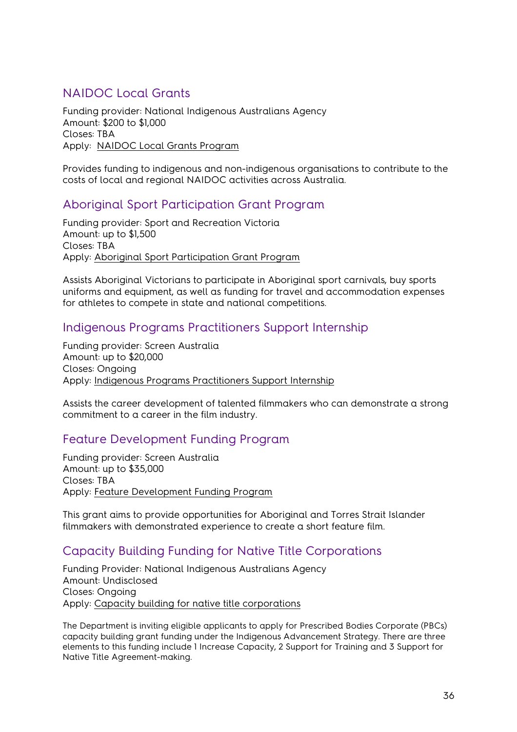## NAIDOC Local Grants

Funding provider: National Indigenous Australians Agency
Amount: $200 to $1,000
Closes: TBA
Apply: NAIDOC Local Grants Program

Provides funding to indigenous and non-indigenous organisations to contribute to the costs of local and regional NAIDOC activities across Australia.

## Aboriginal Sport Participation Grant Program

Funding provider: Sport and Recreation Victoria
Amount: up to $1,500
Closes: TBA
Apply: Aboriginal Sport Participation Grant Program

Assists Aboriginal Victorians to participate in Aboriginal sport carnivals, buy sports uniforms and equipment, as well as funding for travel and accommodation expenses for athletes to compete in state and national competitions.

## Indigenous Programs Practitioners Support Internship

Funding provider: Screen Australia
Amount: up to $20,000
Closes: Ongoing
Apply: Indigenous Programs Practitioners Support Internship

Assists the career development of talented filmmakers who can demonstrate a strong commitment to a career in the film industry.

## Feature Development Funding Program

Funding provider: Screen Australia
Amount: up to $35,000
Closes: TBA
Apply: Feature Development Funding Program

This grant aims to provide opportunities for Aboriginal and Torres Strait Islander filmmakers with demonstrated experience to create a short feature film.

## Capacity Building Funding for Native Title Corporations

Funding Provider: National Indigenous Australians Agency
Amount: Undisclosed
Closes: Ongoing
Apply: Capacity building for native title corporations

The Department is inviting eligible applicants to apply for Prescribed Bodies Corporate (PBCs) capacity building grant funding under the Indigenous Advancement Strategy. There are three elements to this funding include 1 Increase Capacity, 2 Support for Training and 3 Support for Native Title Agreement-making.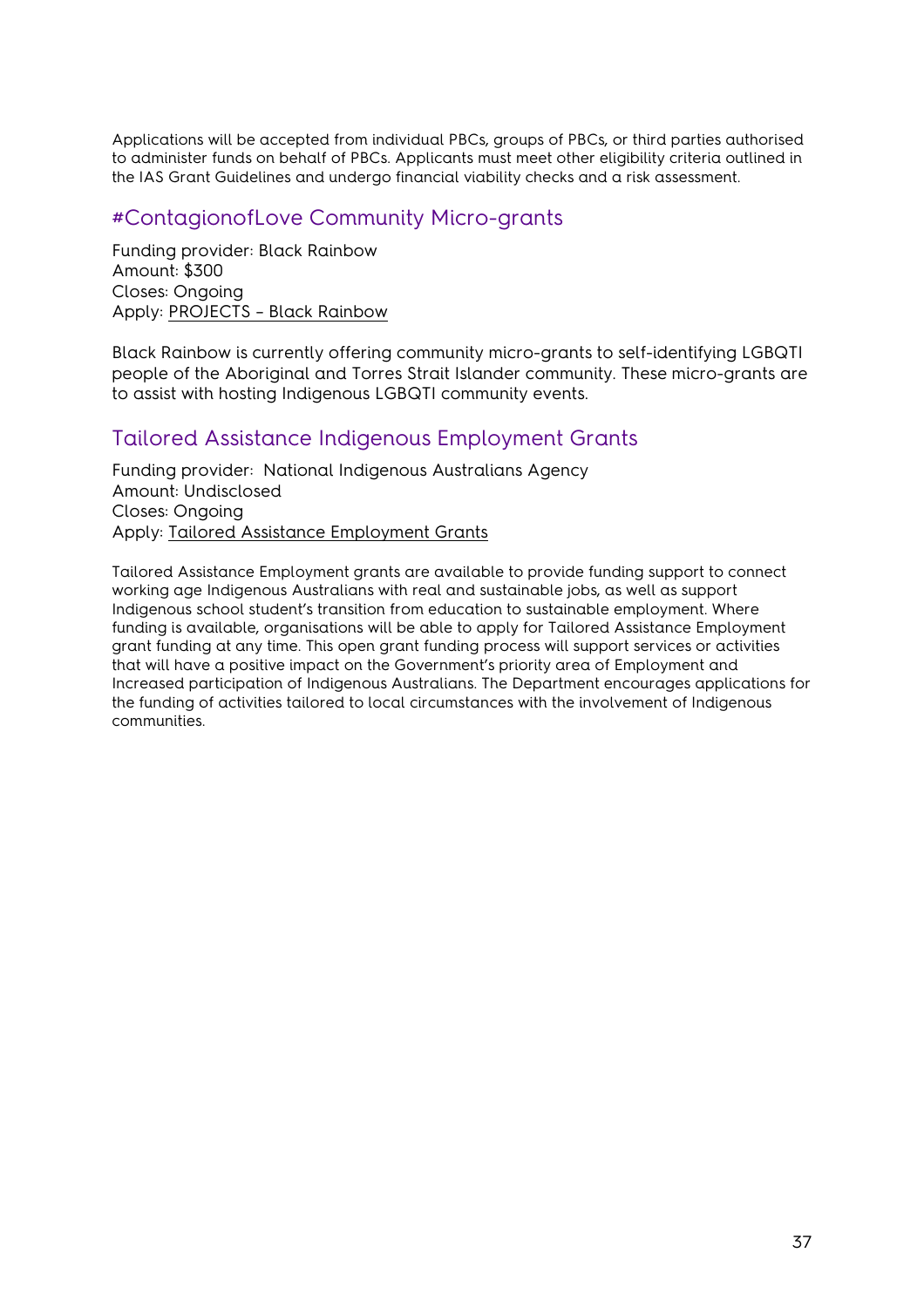Applications will be accepted from individual PBCs, groups of PBCs, or third parties authorised to administer funds on behalf of PBCs. Applicants must meet other eligibility criteria outlined in the IAS Grant Guidelines and undergo financial viability checks and a risk assessment.

## #ContagionofLove Community Micro-grants

Funding provider: Black Rainbow
Amount: $300
Closes: Ongoing
Apply: PROJECTS – Black Rainbow

Black Rainbow is currently offering community micro-grants to self-identifying LGBQTI people of the Aboriginal and Torres Strait Islander community. These micro-grants are to assist with hosting Indigenous LGBQTI community events.

## Tailored Assistance Indigenous Employment Grants

Funding provider: National Indigenous Australians Agency
Amount: Undisclosed
Closes: Ongoing
Apply: Tailored Assistance Employment Grants

Tailored Assistance Employment grants are available to provide funding support to connect working age Indigenous Australians with real and sustainable jobs, as well as support Indigenous school student's transition from education to sustainable employment. Where funding is available, organisations will be able to apply for Tailored Assistance Employment grant funding at any time. This open grant funding process will support services or activities that will have a positive impact on the Government's priority area of Employment and Increased participation of Indigenous Australians. The Department encourages applications for the funding of activities tailored to local circumstances with the involvement of Indigenous communities.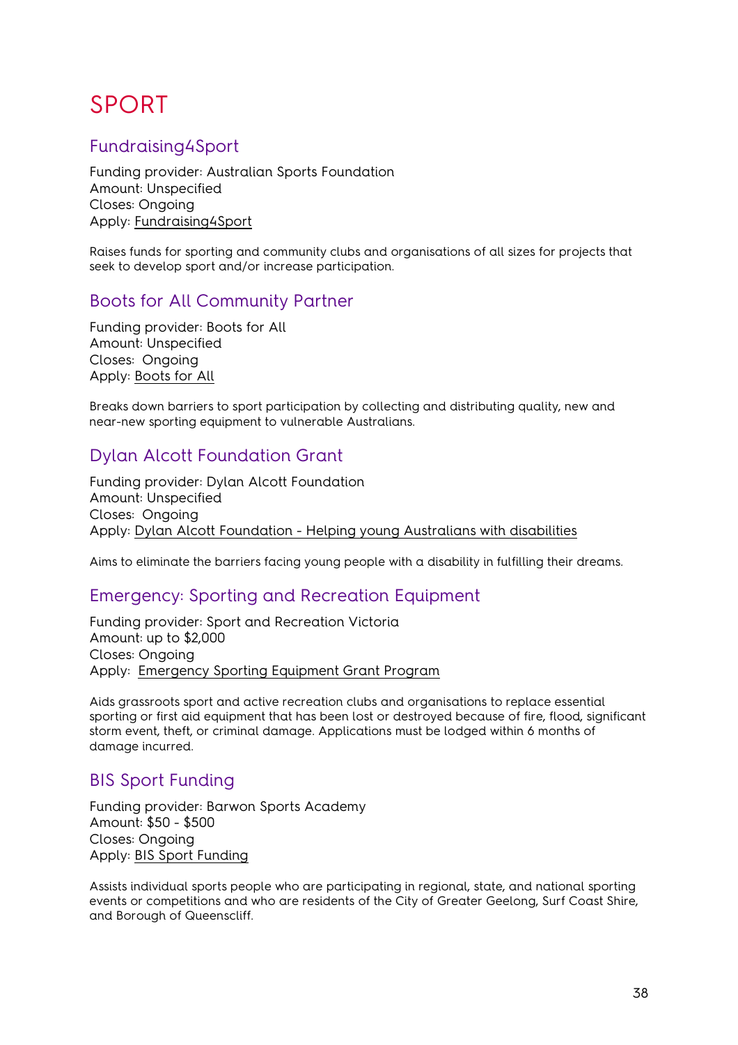# SPORT

## Fundraising4Sport

Funding provider: Australian Sports Foundation
Amount: Unspecified
Closes: Ongoing
Apply: Fundraising4Sport

Raises funds for sporting and community clubs and organisations of all sizes for projects that seek to develop sport and/or increase participation.

## Boots for All Community Partner

Funding provider: Boots for All
Amount: Unspecified
Closes: Ongoing
Apply: Boots for All

Breaks down barriers to sport participation by collecting and distributing quality, new and near-new sporting equipment to vulnerable Australians.

## Dylan Alcott Foundation Grant

Funding provider: Dylan Alcott Foundation
Amount: Unspecified
Closes: Ongoing
Apply: Dylan Alcott Foundation - Helping young Australians with disabilities

Aims to eliminate the barriers facing young people with a disability in fulfilling their dreams.

## Emergency: Sporting and Recreation Equipment

Funding provider: Sport and Recreation Victoria
Amount: up to $2,000
Closes: Ongoing
Apply: Emergency Sporting Equipment Grant Program

Aids grassroots sport and active recreation clubs and organisations to replace essential sporting or first aid equipment that has been lost or destroyed because of fire, flood, significant storm event, theft, or criminal damage. Applications must be lodged within 6 months of damage incurred.

## BIS Sport Funding

Funding provider: Barwon Sports Academy
Amount: $50 - $500
Closes: Ongoing
Apply: BIS Sport Funding

Assists individual sports people who are participating in regional, state, and national sporting events or competitions and who are residents of the City of Greater Geelong, Surf Coast Shire, and Borough of Queenscliff.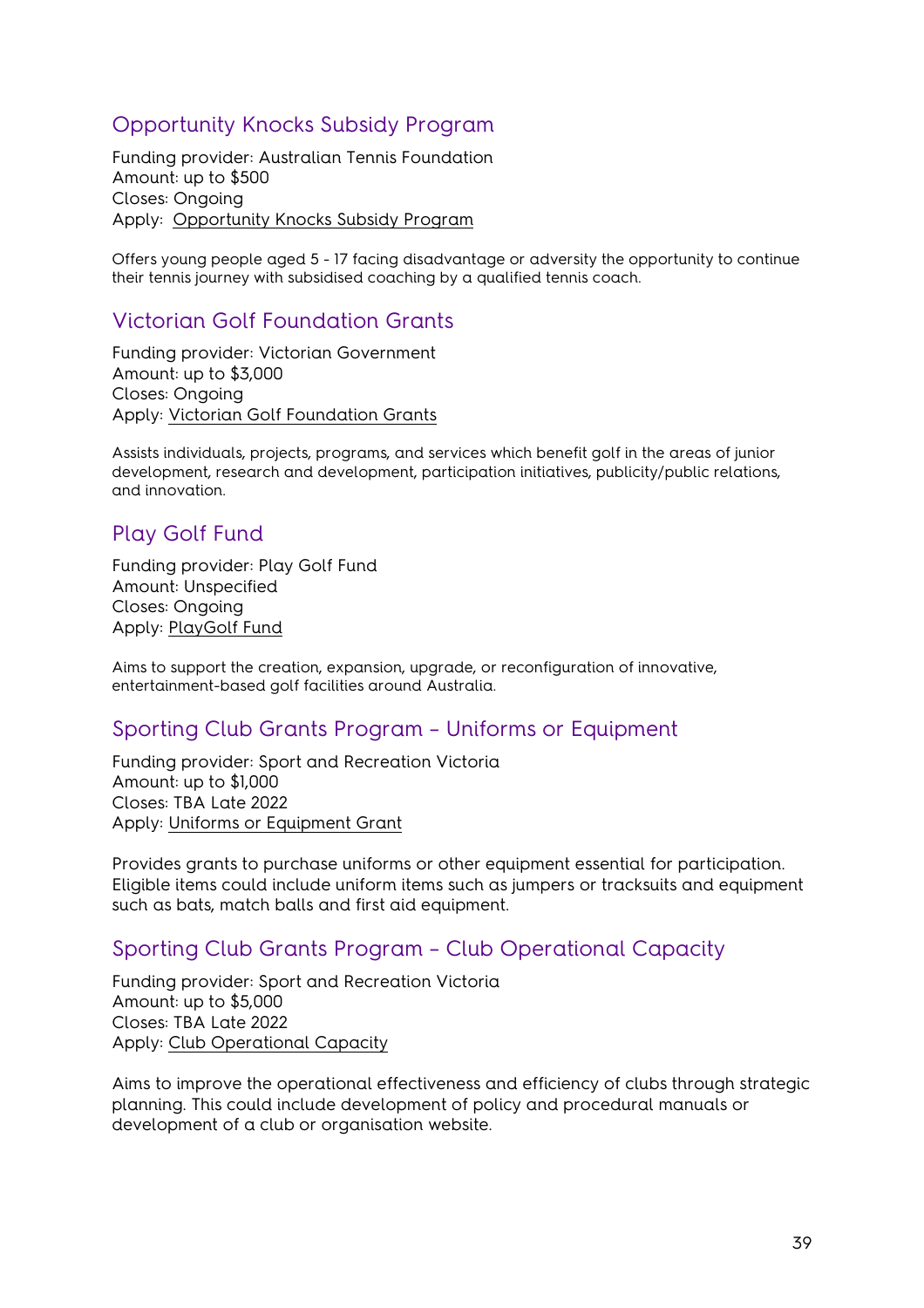## Opportunity Knocks Subsidy Program

Funding provider: Australian Tennis Foundation
Amount: up to $500
Closes: Ongoing
Apply: Opportunity Knocks Subsidy Program

Offers young people aged 5 - 17 facing disadvantage or adversity the opportunity to continue their tennis journey with subsidised coaching by a qualified tennis coach.

## Victorian Golf Foundation Grants

Funding provider: Victorian Government
Amount: up to $3,000
Closes: Ongoing
Apply: Victorian Golf Foundation Grants

Assists individuals, projects, programs, and services which benefit golf in the areas of junior development, research and development, participation initiatives, publicity/public relations, and innovation.

## Play Golf Fund

Funding provider: Play Golf Fund
Amount: Unspecified
Closes: Ongoing
Apply: PlayGolf Fund

Aims to support the creation, expansion, upgrade, or reconfiguration of innovative, entertainment-based golf facilities around Australia.

## Sporting Club Grants Program – Uniforms or Equipment

Funding provider: Sport and Recreation Victoria
Amount: up to $1,000
Closes: TBA Late 2022
Apply: Uniforms or Equipment Grant

Provides grants to purchase uniforms or other equipment essential for participation. Eligible items could include uniform items such as jumpers or tracksuits and equipment such as bats, match balls and first aid equipment.

## Sporting Club Grants Program – Club Operational Capacity

Funding provider: Sport and Recreation Victoria
Amount: up to $5,000
Closes: TBA Late 2022
Apply: Club Operational Capacity

Aims to improve the operational effectiveness and efficiency of clubs through strategic planning. This could include development of policy and procedural manuals or development of a club or organisation website.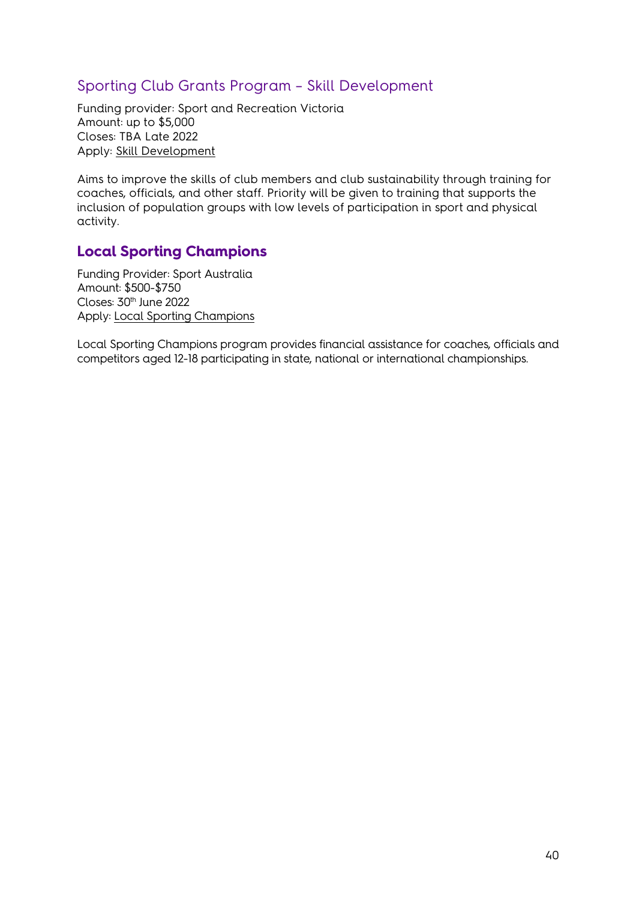## Sporting Club Grants Program – Skill Development

Funding provider: Sport and Recreation Victoria
Amount: up to $5,000
Closes: TBA Late 2022
Apply: Skill Development

Aims to improve the skills of club members and club sustainability through training for coaches, officials, and other staff. Priority will be given to training that supports the inclusion of population groups with low levels of participation in sport and physical activity.

## **Local Sporting Champions**

Funding Provider: Sport Australia
Amount: $500-$750
Closes: 30th June 2022
Apply: Local Sporting Champions

Local Sporting Champions program provides financial assistance for coaches, officials and competitors aged 12-18 participating in state, national or international championships.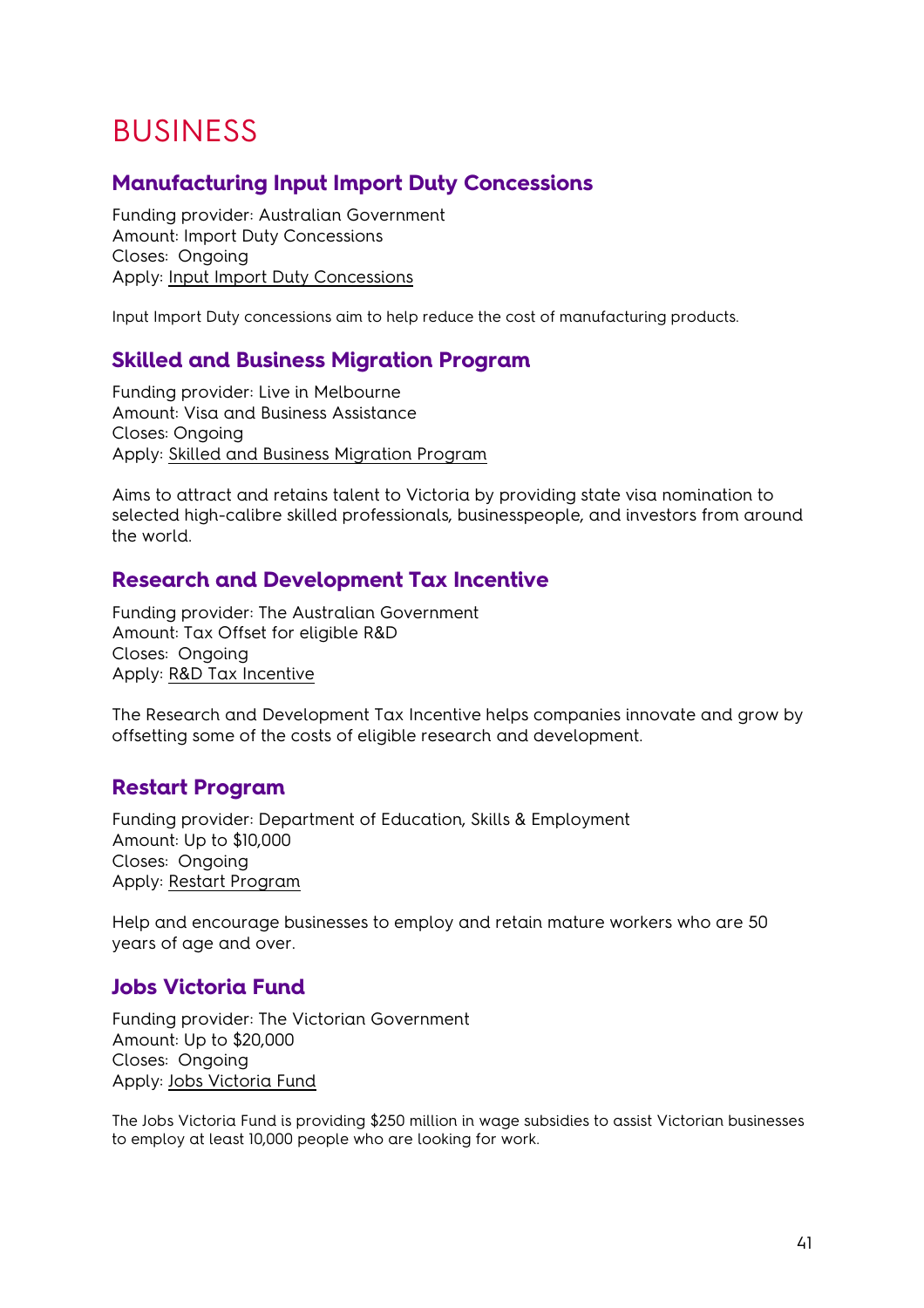# BUSINESS

## Manufacturing Input Import Duty Concessions

Funding provider: Australian Government
Amount: Import Duty Concessions
Closes: Ongoing
Apply: Input Import Duty Concessions

Input Import Duty concessions aim to help reduce the cost of manufacturing products.

## Skilled and Business Migration Program

Funding provider: Live in Melbourne
Amount: Visa and Business Assistance
Closes: Ongoing
Apply: Skilled and Business Migration Program

Aims to attract and retains talent to Victoria by providing state visa nomination to selected high-calibre skilled professionals, businesspeople, and investors from around the world.

## Research and Development Tax Incentive

Funding provider: The Australian Government
Amount: Tax Offset for eligible R&D
Closes: Ongoing
Apply: R&D Tax Incentive

The Research and Development Tax Incentive helps companies innovate and grow by offsetting some of the costs of eligible research and development.

## Restart Program

Funding provider: Department of Education, Skills & Employment
Amount: Up to $10,000
Closes: Ongoing
Apply: Restart Program

Help and encourage businesses to employ and retain mature workers who are 50 years of age and over.

## Jobs Victoria Fund

Funding provider: The Victorian Government
Amount: Up to $20,000
Closes: Ongoing
Apply: Jobs Victoria Fund

The Jobs Victoria Fund is providing $250 million in wage subsidies to assist Victorian businesses to employ at least 10,000 people who are looking for work.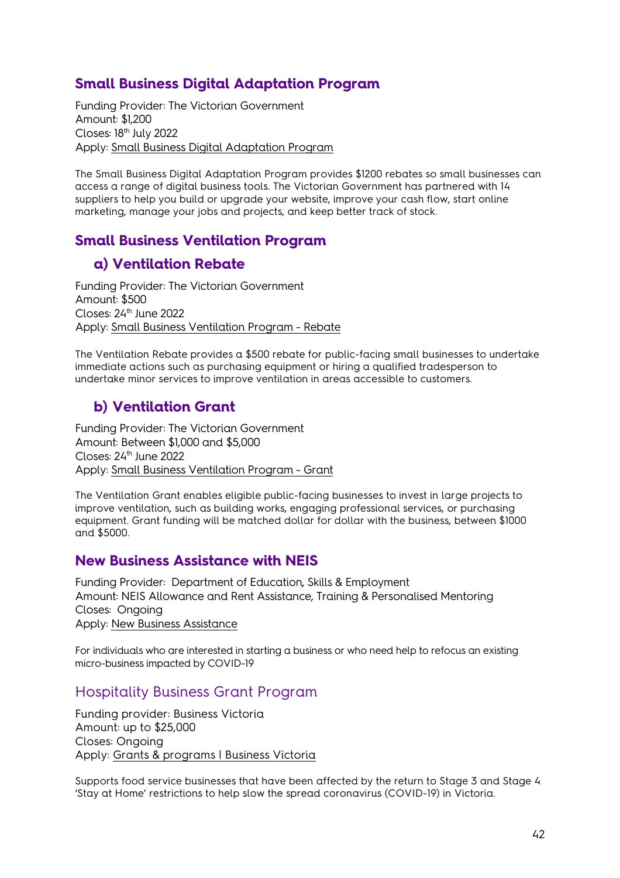## Small Business Digital Adaptation Program

Funding Provider: The Victorian Government
Amount: $1,200
Closes: 18th July 2022
Apply: Small Business Digital Adaptation Program

The Small Business Digital Adaptation Program provides $1200 rebates so small businesses can access a range of digital business tools. The Victorian Government has partnered with 14 suppliers to help you build or upgrade your website, improve your cash flow, start online marketing, manage your jobs and projects, and keep better track of stock.

## Small Business Ventilation Program

### a) Ventilation Rebate

Funding Provider: The Victorian Government
Amount: $500
Closes: 24th June 2022
Apply: Small Business Ventilation Program - Rebate

The Ventilation Rebate provides a $500 rebate for public-facing small businesses to undertake immediate actions such as purchasing equipment or hiring a qualified tradesperson to undertake minor services to improve ventilation in areas accessible to customers.

### b) Ventilation Grant

Funding Provider: The Victorian Government
Amount: Between $1,000 and $5,000
Closes: 24th June 2022
Apply: Small Business Ventilation Program - Grant

The Ventilation Grant enables eligible public-facing businesses to invest in large projects to improve ventilation, such as building works, engaging professional services, or purchasing equipment. Grant funding will be matched dollar for dollar with the business, between $1000 and $5000.

## New Business Assistance with NEIS

Funding Provider: Department of Education, Skills & Employment
Amount: NEIS Allowance and Rent Assistance, Training & Personalised Mentoring
Closes: Ongoing
Apply: New Business Assistance

For individuals who are interested in starting a business or who need help to refocus an existing micro-business impacted by COVID-19

## Hospitality Business Grant Program

Funding provider: Business Victoria
Amount: up to $25,000
Closes: Ongoing
Apply: Grants & programs I Business Victoria

Supports food service businesses that have been affected by the return to Stage 3 and Stage 4 'Stay at Home' restrictions to help slow the spread coronavirus (COVID-19) in Victoria.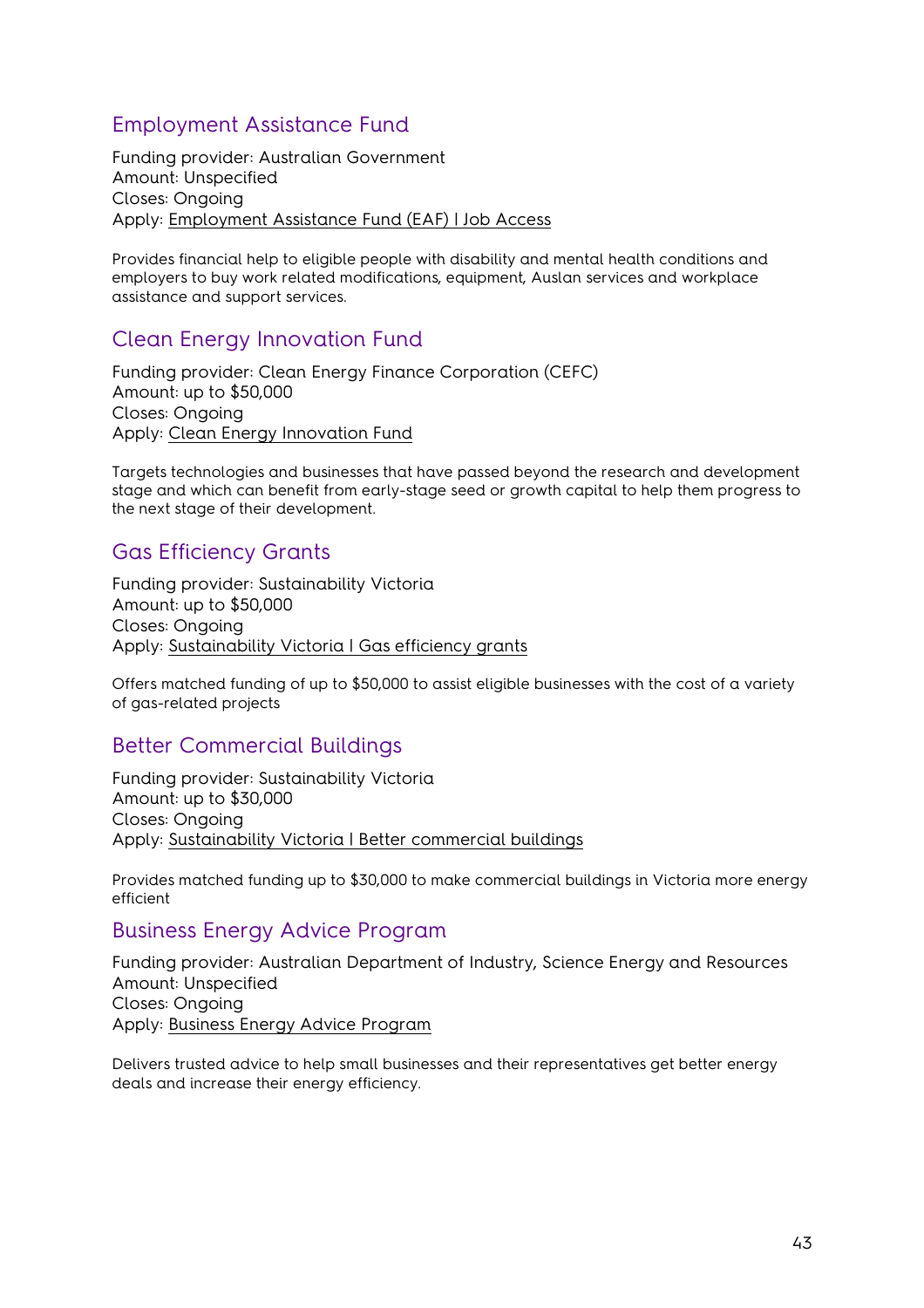## Employment Assistance Fund

Funding provider: Australian Government
Amount: Unspecified
Closes: Ongoing
Apply: Employment Assistance Fund (EAF) | Job Access

Provides financial help to eligible people with disability and mental health conditions and employers to buy work related modifications, equipment, Auslan services and workplace assistance and support services.

## Clean Energy Innovation Fund

Funding provider: Clean Energy Finance Corporation (CEFC)
Amount: up to $50,000
Closes: Ongoing
Apply: Clean Energy Innovation Fund

Targets technologies and businesses that have passed beyond the research and development stage and which can benefit from early-stage seed or growth capital to help them progress to the next stage of their development.

## Gas Efficiency Grants

Funding provider: Sustainability Victoria
Amount: up to $50,000
Closes: Ongoing
Apply: Sustainability Victoria | Gas efficiency grants

Offers matched funding of up to $50,000 to assist eligible businesses with the cost of a variety of gas-related projects

## Better Commercial Buildings

Funding provider: Sustainability Victoria
Amount: up to $30,000
Closes: Ongoing
Apply: Sustainability Victoria | Better commercial buildings

Provides matched funding up to $30,000 to make commercial buildings in Victoria more energy efficient

## Business Energy Advice Program

Funding provider: Australian Department of Industry, Science Energy and Resources
Amount: Unspecified
Closes: Ongoing
Apply: Business Energy Advice Program

Delivers trusted advice to help small businesses and their representatives get better energy deals and increase their energy efficiency.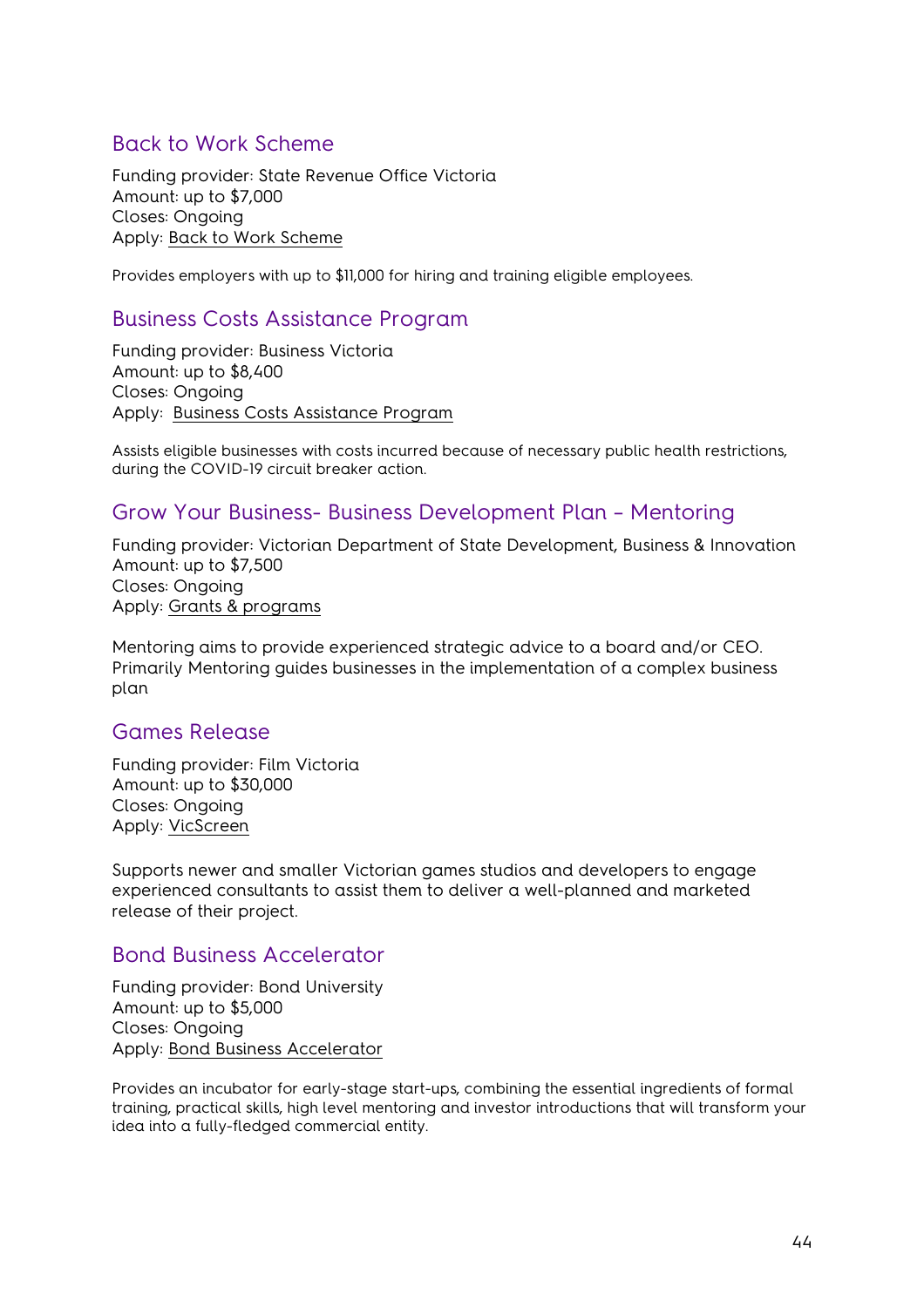## Back to Work Scheme

Funding provider: State Revenue Office Victoria
Amount: up to $7,000
Closes: Ongoing
Apply: Back to Work Scheme

Provides employers with up to $11,000 for hiring and training eligible employees.

## Business Costs Assistance Program

Funding provider: Business Victoria
Amount: up to $8,400
Closes: Ongoing
Apply: Business Costs Assistance Program

Assists eligible businesses with costs incurred because of necessary public health restrictions, during the COVID-19 circuit breaker action.

## Grow Your Business- Business Development Plan – Mentoring

Funding provider: Victorian Department of State Development, Business & Innovation
Amount: up to $7,500
Closes: Ongoing
Apply: Grants & programs

Mentoring aims to provide experienced strategic advice to a board and/or CEO. Primarily Mentoring guides businesses in the implementation of a complex business plan

## Games Release

Funding provider: Film Victoria
Amount: up to $30,000
Closes: Ongoing
Apply: VicScreen

Supports newer and smaller Victorian games studios and developers to engage experienced consultants to assist them to deliver a well-planned and marketed release of their project.

## Bond Business Accelerator

Funding provider: Bond University
Amount: up to $5,000
Closes: Ongoing
Apply: Bond Business Accelerator

Provides an incubator for early-stage start-ups, combining the essential ingredients of formal training, practical skills, high level mentoring and investor introductions that will transform your idea into a fully-fledged commercial entity.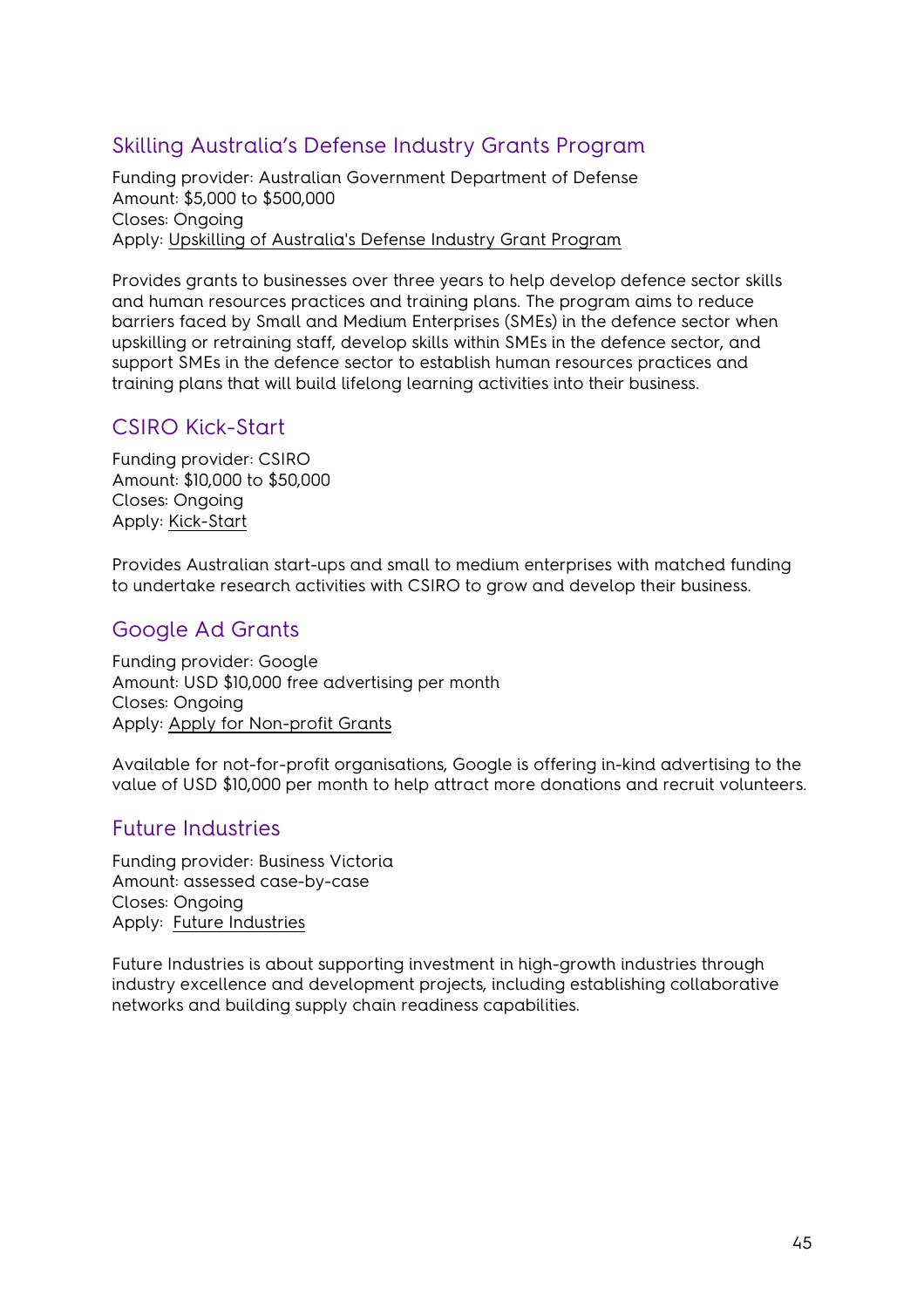## Skilling Australia's Defense Industry Grants Program

Funding provider: Australian Government Department of Defense
Amount: $5,000 to $500,000
Closes: Ongoing
Apply: Upskilling of Australia's Defense Industry Grant Program

Provides grants to businesses over three years to help develop defence sector skills and human resources practices and training plans. The program aims to reduce barriers faced by Small and Medium Enterprises (SMEs) in the defence sector when upskilling or retraining staff, develop skills within SMEs in the defence sector, and support SMEs in the defence sector to establish human resources practices and training plans that will build lifelong learning activities into their business.

## CSIRO Kick-Start

Funding provider: CSIRO
Amount: $10,000 to $50,000
Closes: Ongoing
Apply: Kick-Start

Provides Australian start-ups and small to medium enterprises with matched funding to undertake research activities with CSIRO to grow and develop their business.

## Google Ad Grants

Funding provider: Google
Amount: USD $10,000 free advertising per month
Closes: Ongoing
Apply: Apply for Non-profit Grants

Available for not-for-profit organisations, Google is offering in-kind advertising to the value of USD $10,000 per month to help attract more donations and recruit volunteers.

## Future Industries

Funding provider: Business Victoria
Amount: assessed case-by-case
Closes: Ongoing
Apply: Future Industries

Future Industries is about supporting investment in high-growth industries through industry excellence and development projects, including establishing collaborative networks and building supply chain readiness capabilities.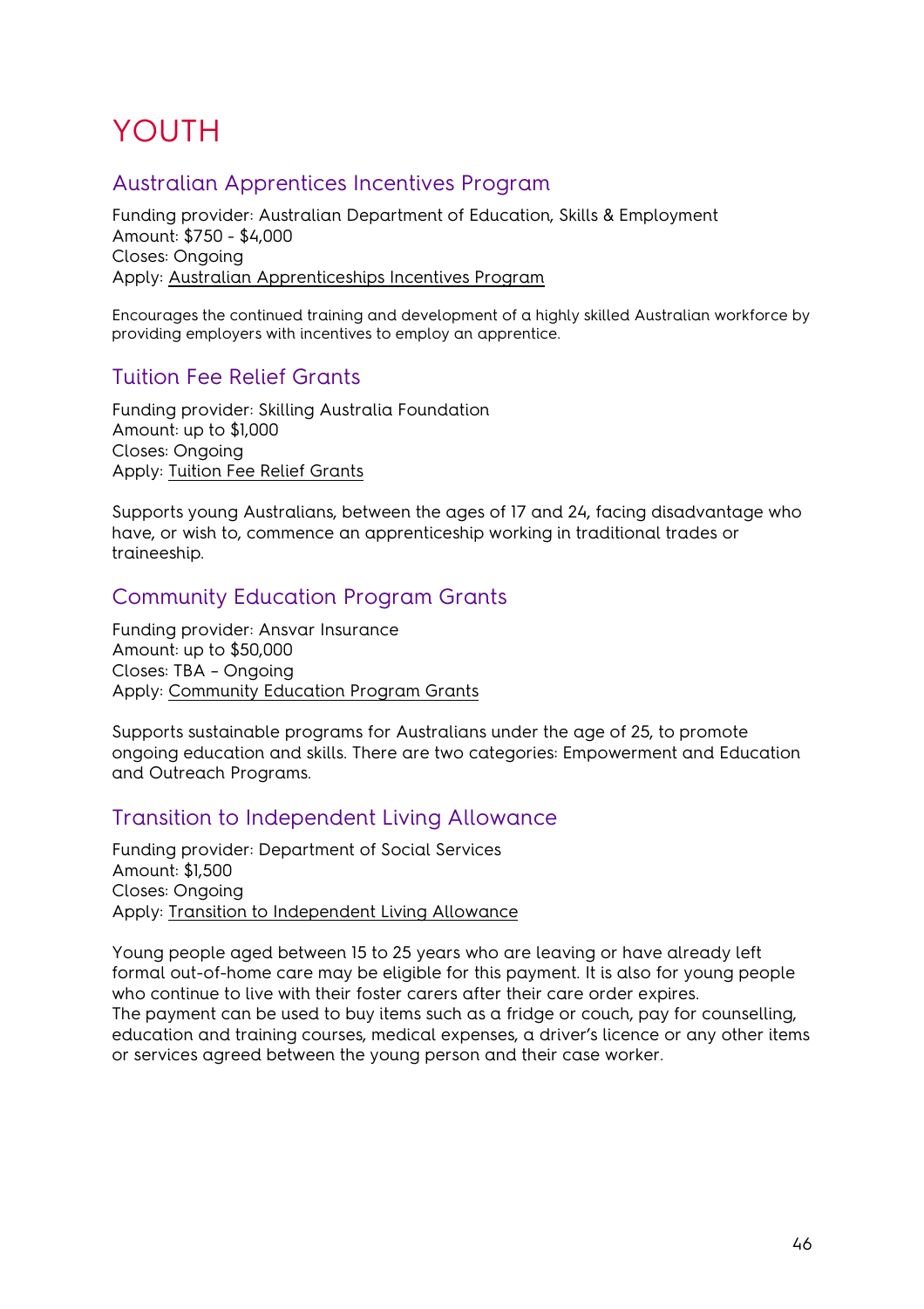# YOUTH

## Australian Apprentices Incentives Program

Funding provider: Australian Department of Education, Skills & Employment
Amount: $750 - $4,000
Closes: Ongoing
Apply: Australian Apprenticeships Incentives Program

Encourages the continued training and development of a highly skilled Australian workforce by providing employers with incentives to employ an apprentice.

## Tuition Fee Relief Grants

Funding provider: Skilling Australia Foundation
Amount: up to $1,000
Closes: Ongoing
Apply: Tuition Fee Relief Grants

Supports young Australians, between the ages of 17 and 24, facing disadvantage who have, or wish to, commence an apprenticeship working in traditional trades or traineeship.

## Community Education Program Grants

Funding provider: Ansvar Insurance
Amount: up to $50,000
Closes: TBA – Ongoing
Apply: Community Education Program Grants

Supports sustainable programs for Australians under the age of 25, to promote ongoing education and skills. There are two categories: Empowerment and Education and Outreach Programs.

## Transition to Independent Living Allowance

Funding provider: Department of Social Services
Amount: $1,500
Closes: Ongoing
Apply: Transition to Independent Living Allowance

Young people aged between 15 to 25 years who are leaving or have already left formal out-of-home care may be eligible for this payment. It is also for young people who continue to live with their foster carers after their care order expires.
The payment can be used to buy items such as a fridge or couch, pay for counselling, education and training courses, medical expenses, a driver's licence or any other items or services agreed between the young person and their case worker.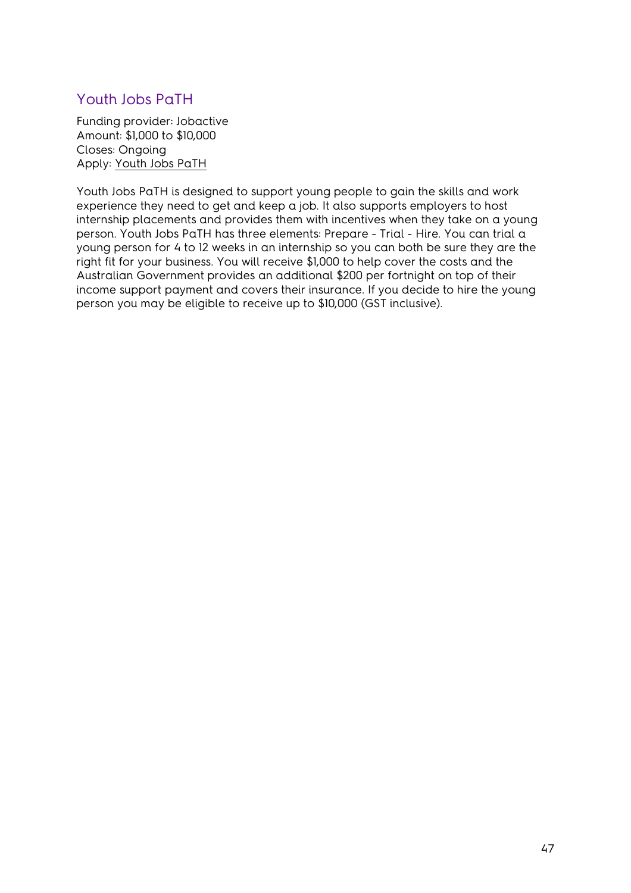## Youth Jobs PaTH

Funding provider: Jobactive
Amount: $1,000 to $10,000
Closes: Ongoing
Apply: Youth Jobs PaTH

Youth Jobs PaTH is designed to support young people to gain the skills and work experience they need to get and keep a job. It also supports employers to host internship placements and provides them with incentives when they take on a young person. Youth Jobs PaTH has three elements: Prepare - Trial - Hire. You can trial a young person for 4 to 12 weeks in an internship so you can both be sure they are the right fit for your business. You will receive $1,000 to help cover the costs and the Australian Government provides an additional $200 per fortnight on top of their income support payment and covers their insurance. If you decide to hire the young person you may be eligible to receive up to $10,000 (GST inclusive).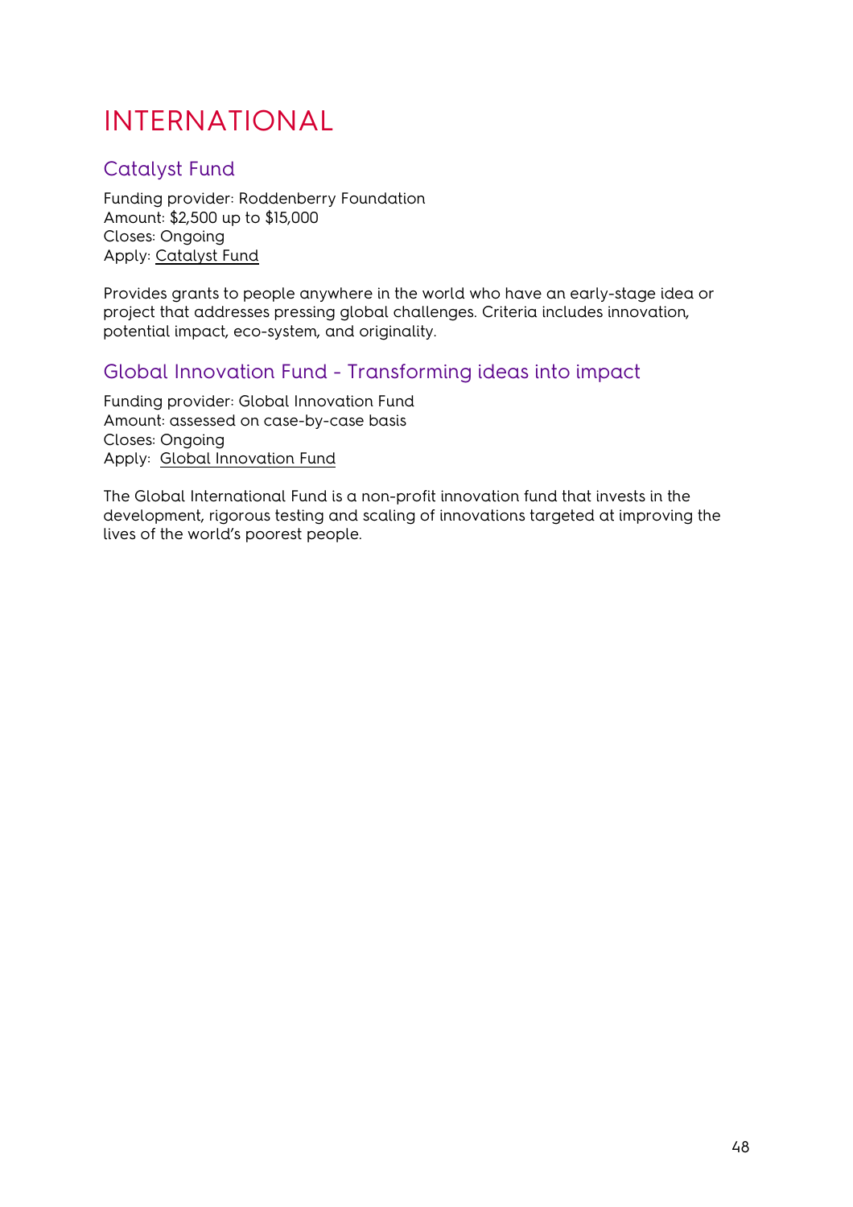# INTERNATIONAL

## Catalyst Fund

Funding provider: Roddenberry Foundation
Amount: $2,500 up to $15,000
Closes: Ongoing
Apply: Catalyst Fund

Provides grants to people anywhere in the world who have an early-stage idea or project that addresses pressing global challenges. Criteria includes innovation, potential impact, eco-system, and originality.

## Global Innovation Fund - Transforming ideas into impact

Funding provider: Global Innovation Fund
Amount: assessed on case-by-case basis
Closes: Ongoing
Apply: Global Innovation Fund

The Global International Fund is a non-profit innovation fund that invests in the development, rigorous testing and scaling of innovations targeted at improving the lives of the world's poorest people.